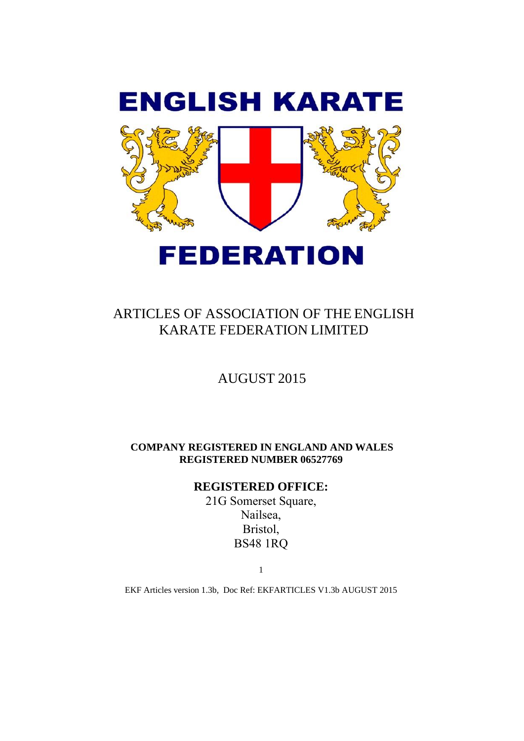# ENGLISH KARATE FEDERATION

## ARTICLES OF ASSOCIATION OF THE ENGLISH KARATE FEDERATION LIMITED

AUGUST 2015

**COMPANY REGISTERED IN ENGLAND AND WALES**
**REGISTERED NUMBER 06527769**

**REGISTERED OFFICE:**

21G Somerset Square,
Nailsea,
Bristol,
BS48 1RQ

EKF Articles version 1.3b, Doc Ref: EKFARTICLES V1.3b AUGUST 2015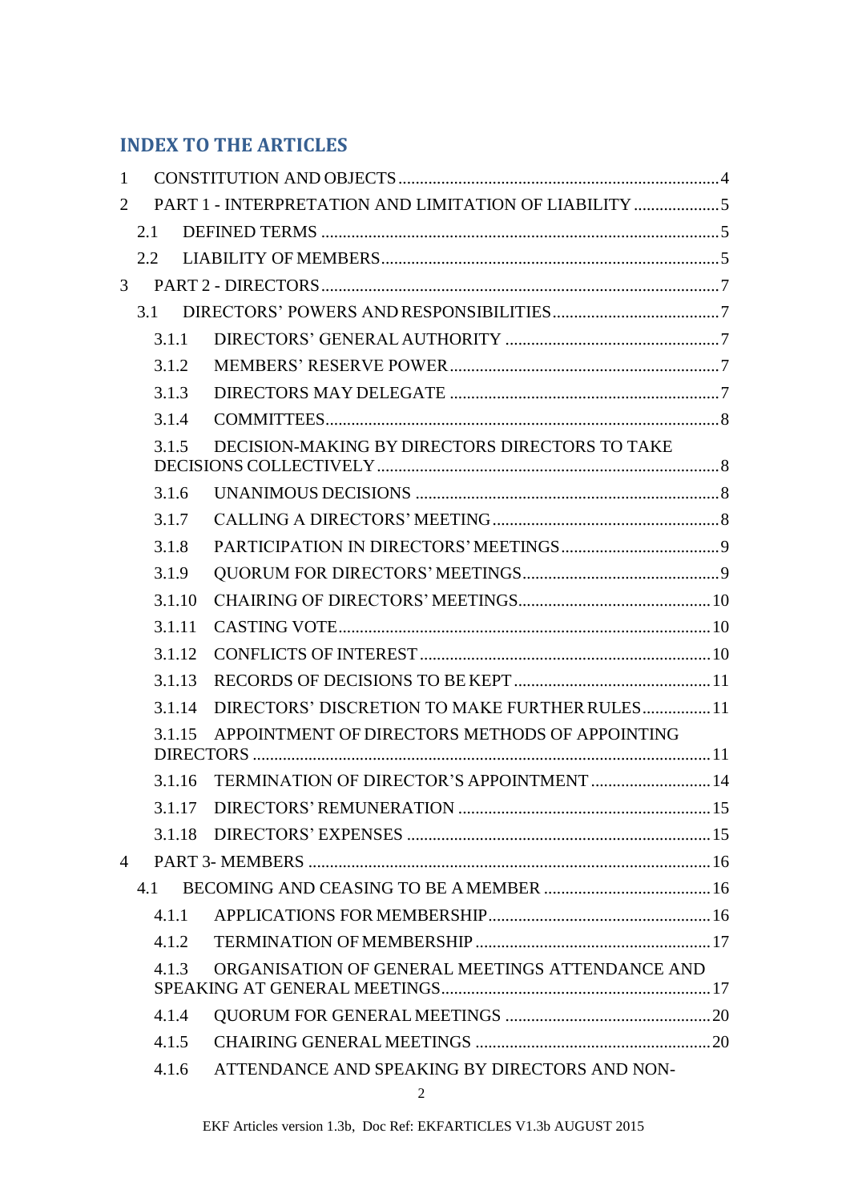## INDEX TO THE ARTICLES

1 CONSTITUTION AND OBJECTS ........ 4

2 PART 1 - INTERPRETATION AND LIMITATION OF LIABILITY ........ 5

- 2.1 DEFINED TERMS ........ 5
- 2.2 LIABILITY OF MEMBERS ........ 5

3 PART 2 - DIRECTORS ........ 7

- 3.1 DIRECTORS' POWERS AND RESPONSIBILITIES ........ 7
  - 3.1.1 DIRECTORS' GENERAL AUTHORITY ........ 7
  - 3.1.2 MEMBERS' RESERVE POWER ........ 7
  - 3.1.3 DIRECTORS MAY DELEGATE ........ 7
  - 3.1.4 COMMITTEES ........ 8
  - 3.1.5 DECISION-MAKING BY DIRECTORS DIRECTORS TO TAKE DECISIONS COLLECTIVELY ........ 8
  - 3.1.6 UNANIMOUS DECISIONS ........ 8
  - 3.1.7 CALLING A DIRECTORS' MEETING ........ 8
  - 3.1.8 PARTICIPATION IN DIRECTORS' MEETINGS ........ 9
  - 3.1.9 QUORUM FOR DIRECTORS' MEETINGS ........ 9
  - 3.1.10 CHAIRING OF DIRECTORS' MEETINGS ........ 10
  - 3.1.11 CASTING VOTE ........ 10
  - 3.1.12 CONFLICTS OF INTEREST ........ 10
  - 3.1.13 RECORDS OF DECISIONS TO BE KEPT ........ 11
  - 3.1.14 DIRECTORS' DISCRETION TO MAKE FURTHER RULES ........ 11
  - 3.1.15 APPOINTMENT OF DIRECTORS METHODS OF APPOINTING DIRECTORS ........ 11
  - 3.1.16 TERMINATION OF DIRECTOR'S APPOINTMENT ........ 14
  - 3.1.17 DIRECTORS' REMUNERATION ........ 15
  - 3.1.18 DIRECTORS' EXPENSES ........ 15

4 PART 3- MEMBERS ........ 16

- 4.1 BECOMING AND CEASING TO BE A MEMBER ........ 16
  - 4.1.1 APPLICATIONS FOR MEMBERSHIP ........ 16
  - 4.1.2 TERMINATION OF MEMBERSHIP ........ 17
  - 4.1.3 ORGANISATION OF GENERAL MEETINGS ATTENDANCE AND SPEAKING AT GENERAL MEETINGS ........ 17
  - 4.1.4 QUORUM FOR GENERAL MEETINGS ........ 20
  - 4.1.5 CHAIRING GENERAL MEETINGS ........ 20
  - 4.1.6 ATTENDANCE AND SPEAKING BY DIRECTORS AND NON-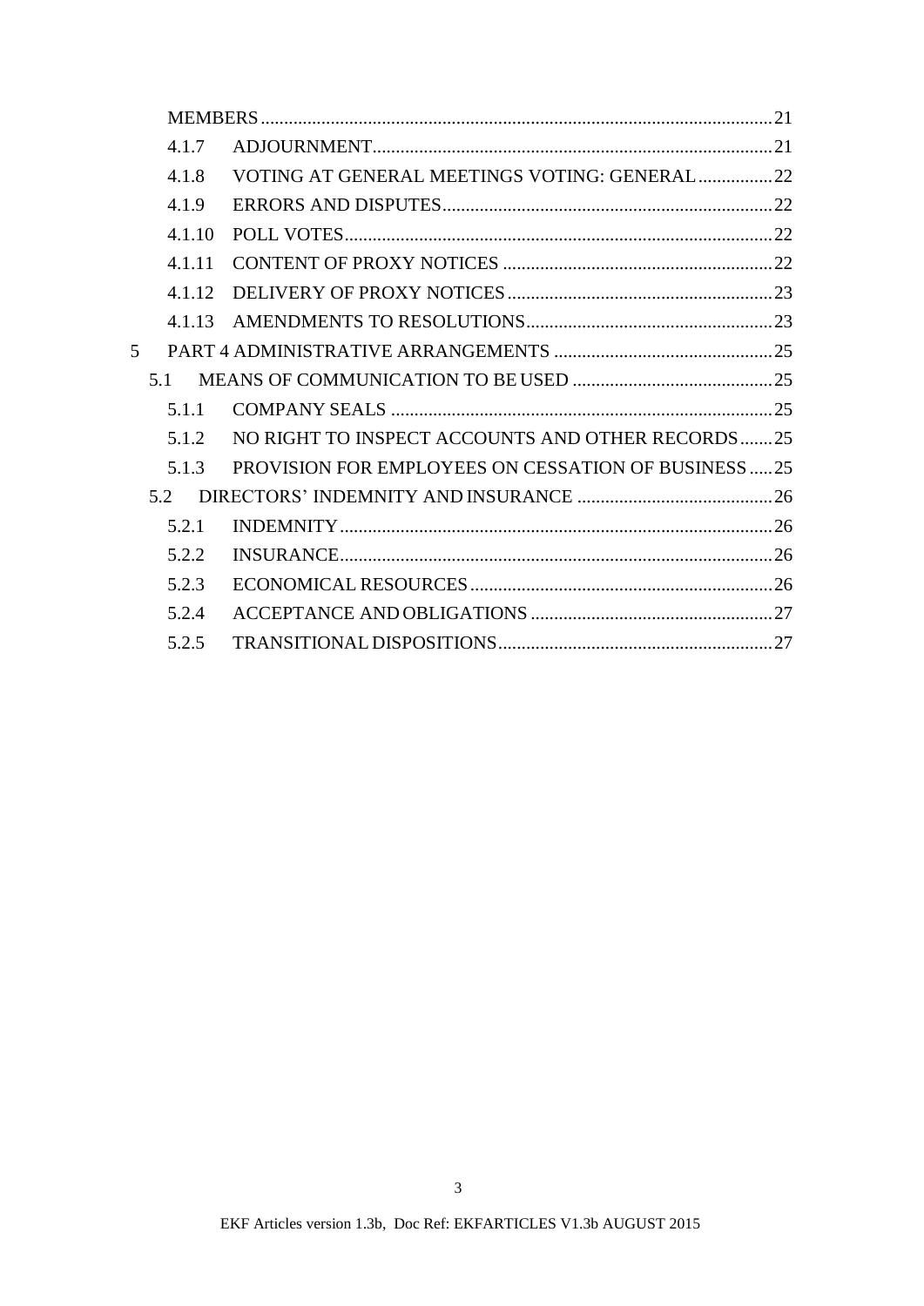MEMBERS.....21

4.1.7 ADJOURNMENT.....21

4.1.8 VOTING AT GENERAL MEETINGS VOTING: GENERAL.....22

4.1.9 ERRORS AND DISPUTES.....22

4.1.10 POLL VOTES.....22

4.1.11 CONTENT OF PROXY NOTICES.....22

4.1.12 DELIVERY OF PROXY NOTICES.....23

4.1.13 AMENDMENTS TO RESOLUTIONS.....23

5 PART 4 ADMINISTRATIVE ARRANGEMENTS.....25

5.1 MEANS OF COMMUNICATION TO BE USED.....25

5.1.1 COMPANY SEALS.....25

5.1.2 NO RIGHT TO INSPECT ACCOUNTS AND OTHER RECORDS.....25

5.1.3 PROVISION FOR EMPLOYEES ON CESSATION OF BUSINESS.....25

5.2 DIRECTORS' INDEMNITY AND INSURANCE.....26

5.2.1 INDEMNITY.....26

5.2.2 INSURANCE.....26

5.2.3 ECONOMICAL RESOURCES.....26

5.2.4 ACCEPTANCE AND OBLIGATIONS.....27

5.2.5 TRANSITIONAL DISPOSITIONS.....27

EKF Articles version 1.3b, Doc Ref: EKFARTICLES V1.3b AUGUST 2015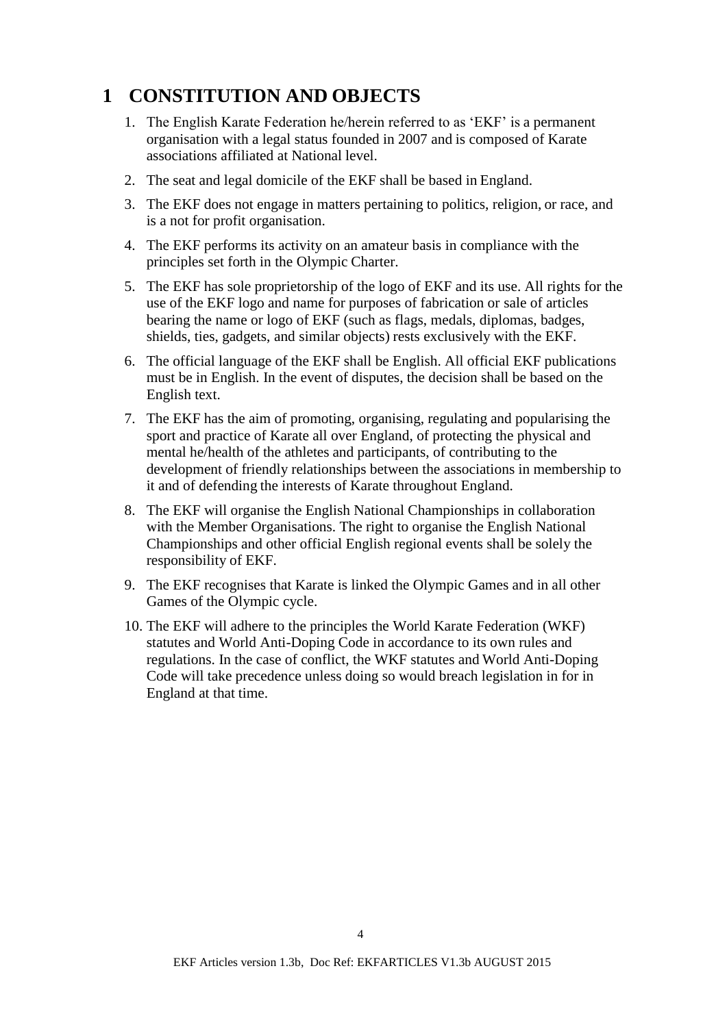# 1 CONSTITUTION AND OBJECTS

1. The English Karate Federation he/herein referred to as 'EKF' is a permanent organisation with a legal status founded in 2007 and is composed of Karate associations affiliated at National level.
2. The seat and legal domicile of the EKF shall be based in England.
3. The EKF does not engage in matters pertaining to politics, religion, or race, and is a not for profit organisation.
4. The EKF performs its activity on an amateur basis in compliance with the principles set forth in the Olympic Charter.
5. The EKF has sole proprietorship of the logo of EKF and its use. All rights for the use of the EKF logo and name for purposes of fabrication or sale of articles bearing the name or logo of EKF (such as flags, medals, diplomas, badges, shields, ties, gadgets, and similar objects) rests exclusively with the EKF.
6. The official language of the EKF shall be English. All official EKF publications must be in English. In the event of disputes, the decision shall be based on the English text.
7. The EKF has the aim of promoting, organising, regulating and popularising the sport and practice of Karate all over England, of protecting the physical and mental he/health of the athletes and participants, of contributing to the development of friendly relationships between the associations in membership to it and of defending the interests of Karate throughout England.
8. The EKF will organise the English National Championships in collaboration with the Member Organisations. The right to organise the English National Championships and other official English regional events shall be solely the responsibility of EKF.
9. The EKF recognises that Karate is linked the Olympic Games and in all other Games of the Olympic cycle.
10. The EKF will adhere to the principles the World Karate Federation (WKF) statutes and World Anti-Doping Code in accordance to its own rules and regulations. In the case of conflict, the WKF statutes and World Anti-Doping Code will take precedence unless doing so would breach legislation in for in England at that time.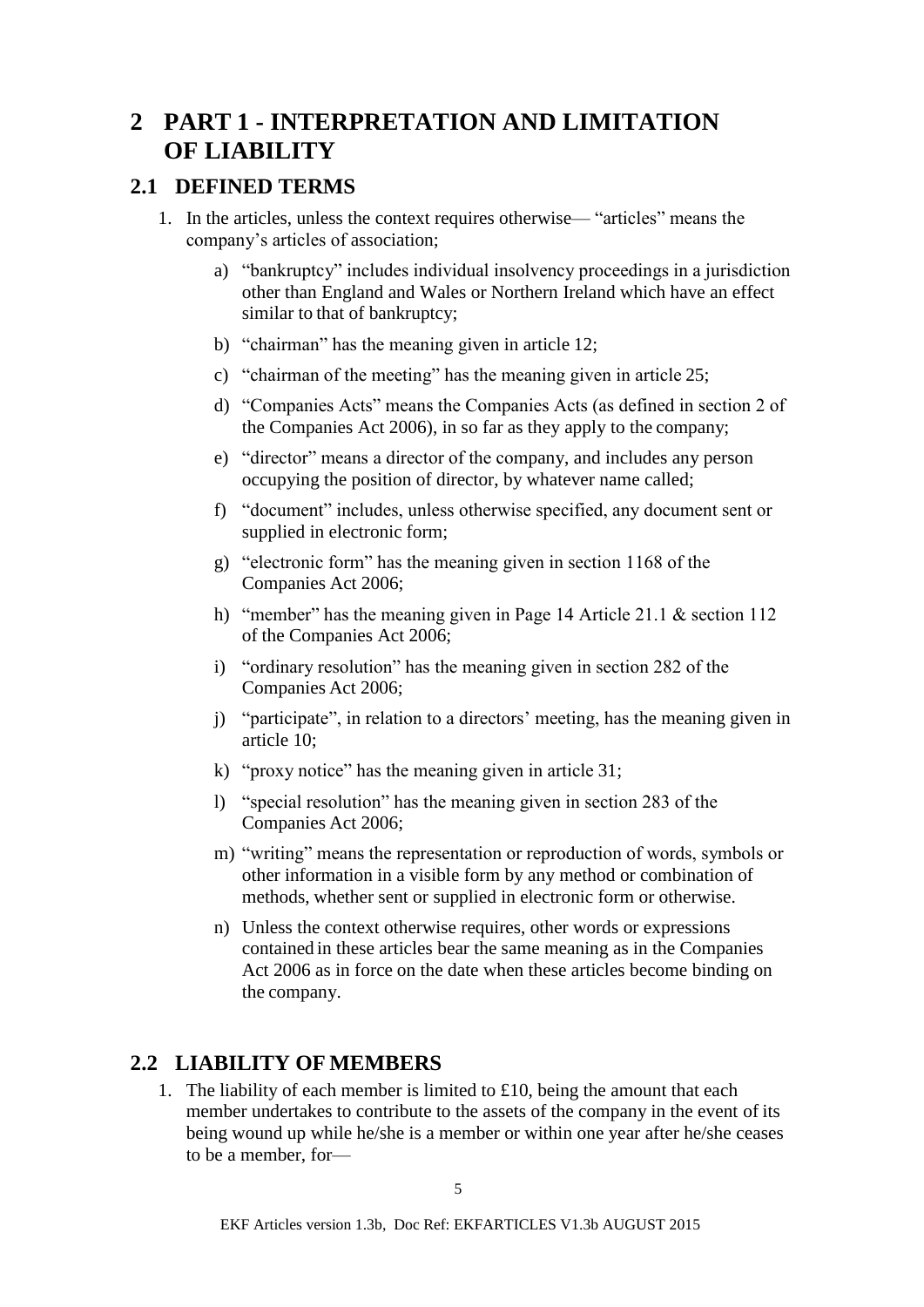# 2 PART 1 - INTERPRETATION AND LIMITATION OF LIABILITY

## 2.1 DEFINED TERMS

1. In the articles, unless the context requires otherwise— "articles" means the company's articles of association;
   a) "bankruptcy" includes individual insolvency proceedings in a jurisdiction other than England and Wales or Northern Ireland which have an effect similar to that of bankruptcy;
   b) "chairman" has the meaning given in article 12;
   c) "chairman of the meeting" has the meaning given in article 25;
   d) "Companies Acts" means the Companies Acts (as defined in section 2 of the Companies Act 2006), in so far as they apply to the company;
   e) "director" means a director of the company, and includes any person occupying the position of director, by whatever name called;
   f) "document" includes, unless otherwise specified, any document sent or supplied in electronic form;
   g) "electronic form" has the meaning given in section 1168 of the Companies Act 2006;
   h) "member" has the meaning given in Page 14 Article 21.1 & section 112 of the Companies Act 2006;
   i) "ordinary resolution" has the meaning given in section 282 of the Companies Act 2006;
   j) "participate", in relation to a directors' meeting, has the meaning given in article 10;
   k) "proxy notice" has the meaning given in article 31;
   l) "special resolution" has the meaning given in section 283 of the Companies Act 2006;
   m) "writing" means the representation or reproduction of words, symbols or other information in a visible form by any method or combination of methods, whether sent or supplied in electronic form or otherwise.
   n) Unless the context otherwise requires, other words or expressions contained in these articles bear the same meaning as in the Companies Act 2006 as in force on the date when these articles become binding on the company.

## 2.2 LIABILITY OF MEMBERS

1. The liability of each member is limited to £10, being the amount that each member undertakes to contribute to the assets of the company in the event of its being wound up while he/she is a member or within one year after he/she ceases to be a member, for—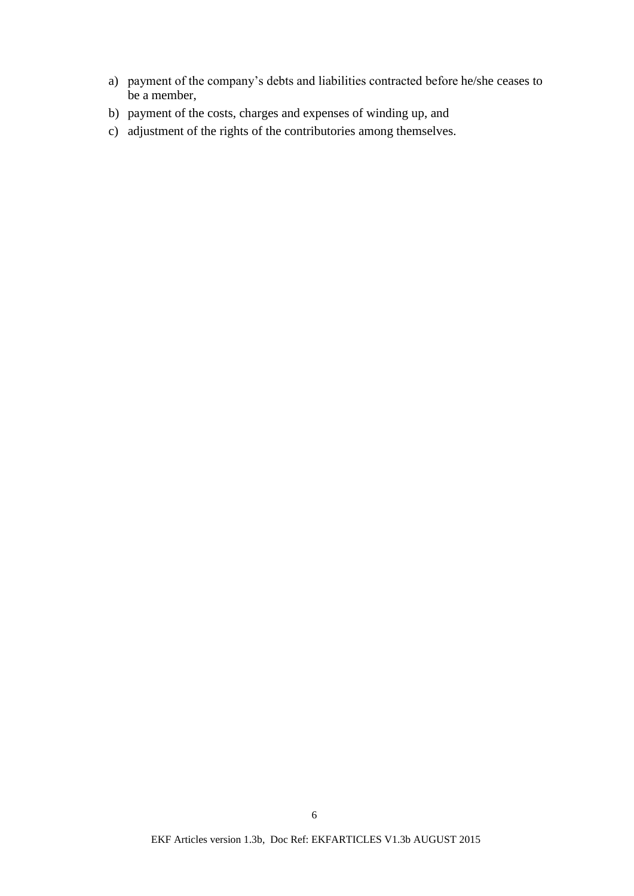a) payment of the company's debts and liabilities contracted before he/she ceases to be a member,
b) payment of the costs, charges and expenses of winding up, and
c) adjustment of the rights of the contributories among themselves.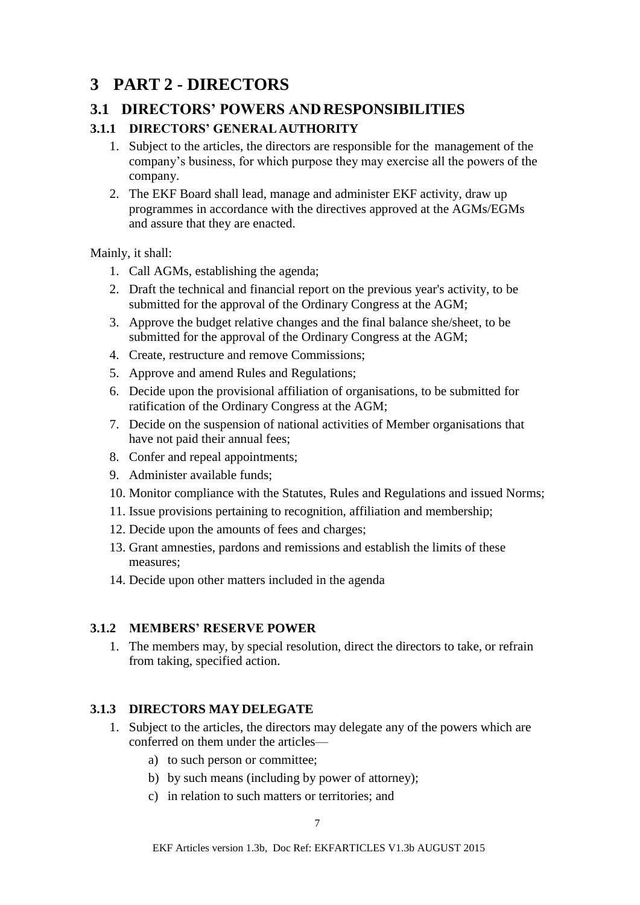# 3 PART 2 - DIRECTORS

## 3.1 DIRECTORS' POWERS AND RESPONSIBILITIES

### 3.1.1 DIRECTORS' GENERAL AUTHORITY

1. Subject to the articles, the directors are responsible for the management of the company's business, for which purpose they may exercise all the powers of the company.
2. The EKF Board shall lead, manage and administer EKF activity, draw up programmes in accordance with the directives approved at the AGMs/EGMs and assure that they are enacted.

Mainly, it shall:

1. Call AGMs, establishing the agenda;
2. Draft the technical and financial report on the previous year's activity, to be submitted for the approval of the Ordinary Congress at the AGM;
3. Approve the budget relative changes and the final balance she/sheet, to be submitted for the approval of the Ordinary Congress at the AGM;
4. Create, restructure and remove Commissions;
5. Approve and amend Rules and Regulations;
6. Decide upon the provisional affiliation of organisations, to be submitted for ratification of the Ordinary Congress at the AGM;
7. Decide on the suspension of national activities of Member organisations that have not paid their annual fees;
8. Confer and repeal appointments;
9. Administer available funds;
10. Monitor compliance with the Statutes, Rules and Regulations and issued Norms;
11. Issue provisions pertaining to recognition, affiliation and membership;
12. Decide upon the amounts of fees and charges;
13. Grant amnesties, pardons and remissions and establish the limits of these measures;
14. Decide upon other matters included in the agenda

### 3.1.2 MEMBERS' RESERVE POWER

1. The members may, by special resolution, direct the directors to take, or refrain from taking, specified action.

### 3.1.3 DIRECTORS MAY DELEGATE

1. Subject to the articles, the directors may delegate any of the powers which are conferred on them under the articles—
   a) to such person or committee;
   b) by such means (including by power of attorney);
   c) in relation to such matters or territories; and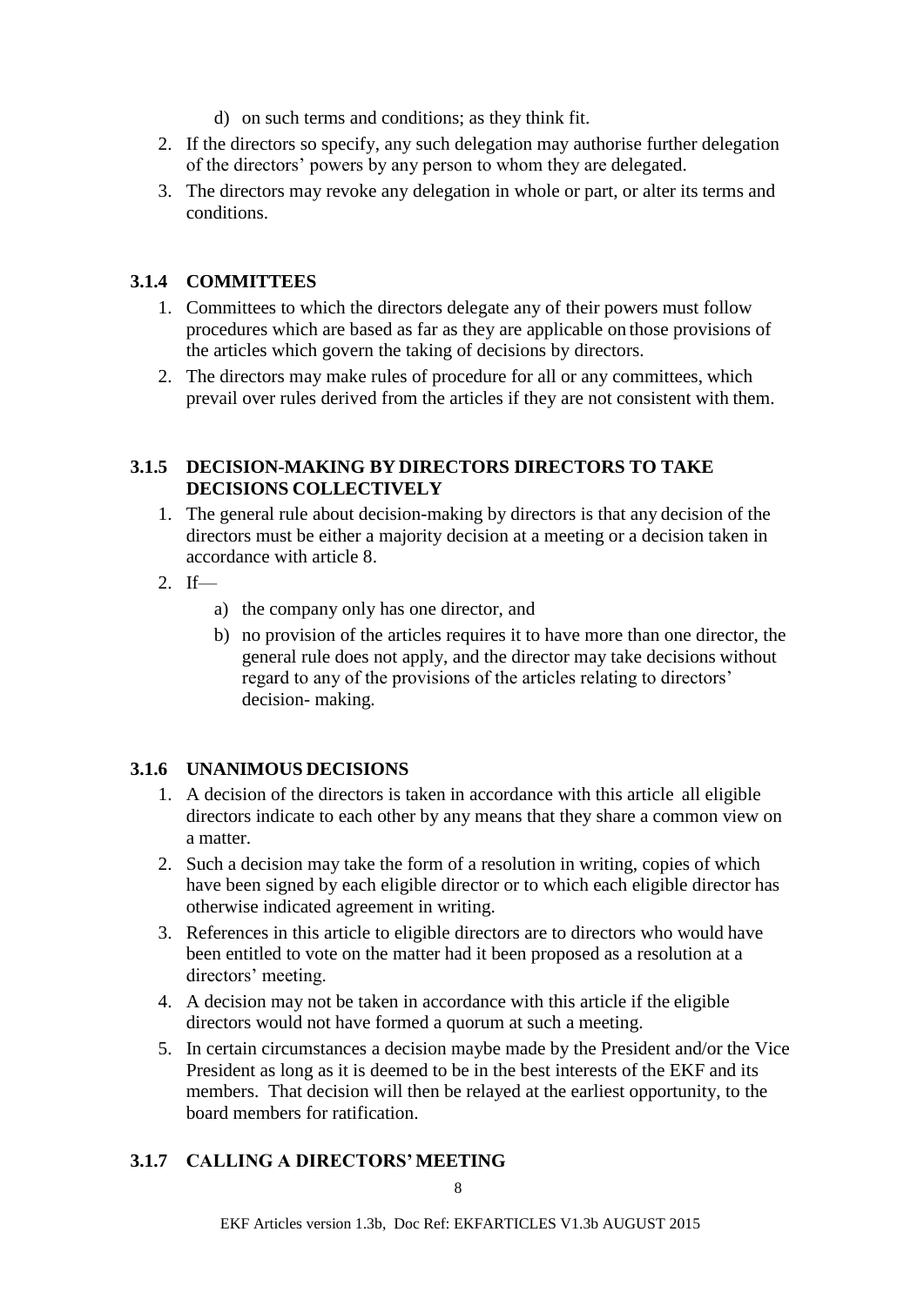d) on such terms and conditions; as they think fit.

2. If the directors so specify, any such delegation may authorise further delegation of the directors' powers by any person to whom they are delegated.
3. The directors may revoke any delegation in whole or part, or alter its terms and conditions.

### 3.1.4 COMMITTEES

1. Committees to which the directors delegate any of their powers must follow procedures which are based as far as they are applicable on those provisions of the articles which govern the taking of decisions by directors.
2. The directors may make rules of procedure for all or any committees, which prevail over rules derived from the articles if they are not consistent with them.

### 3.1.5 DECISION-MAKING BY DIRECTORS DIRECTORS TO TAKE DECISIONS COLLECTIVELY

1. The general rule about decision-making by directors is that any decision of the directors must be either a majority decision at a meeting or a decision taken in accordance with article 8.
2. If—
   a) the company only has one director, and
   b) no provision of the articles requires it to have more than one director, the general rule does not apply, and the director may take decisions without regard to any of the provisions of the articles relating to directors' decision- making.

### 3.1.6 UNANIMOUS DECISIONS

1. A decision of the directors is taken in accordance with this article all eligible directors indicate to each other by any means that they share a common view on a matter.
2. Such a decision may take the form of a resolution in writing, copies of which have been signed by each eligible director or to which each eligible director has otherwise indicated agreement in writing.
3. References in this article to eligible directors are to directors who would have been entitled to vote on the matter had it been proposed as a resolution at a directors' meeting.
4. A decision may not be taken in accordance with this article if the eligible directors would not have formed a quorum at such a meeting.
5. In certain circumstances a decision maybe made by the President and/or the Vice President as long as it is deemed to be in the best interests of the EKF and its members. That decision will then be relayed at the earliest opportunity, to the board members for ratification.

### 3.1.7 CALLING A DIRECTORS' MEETING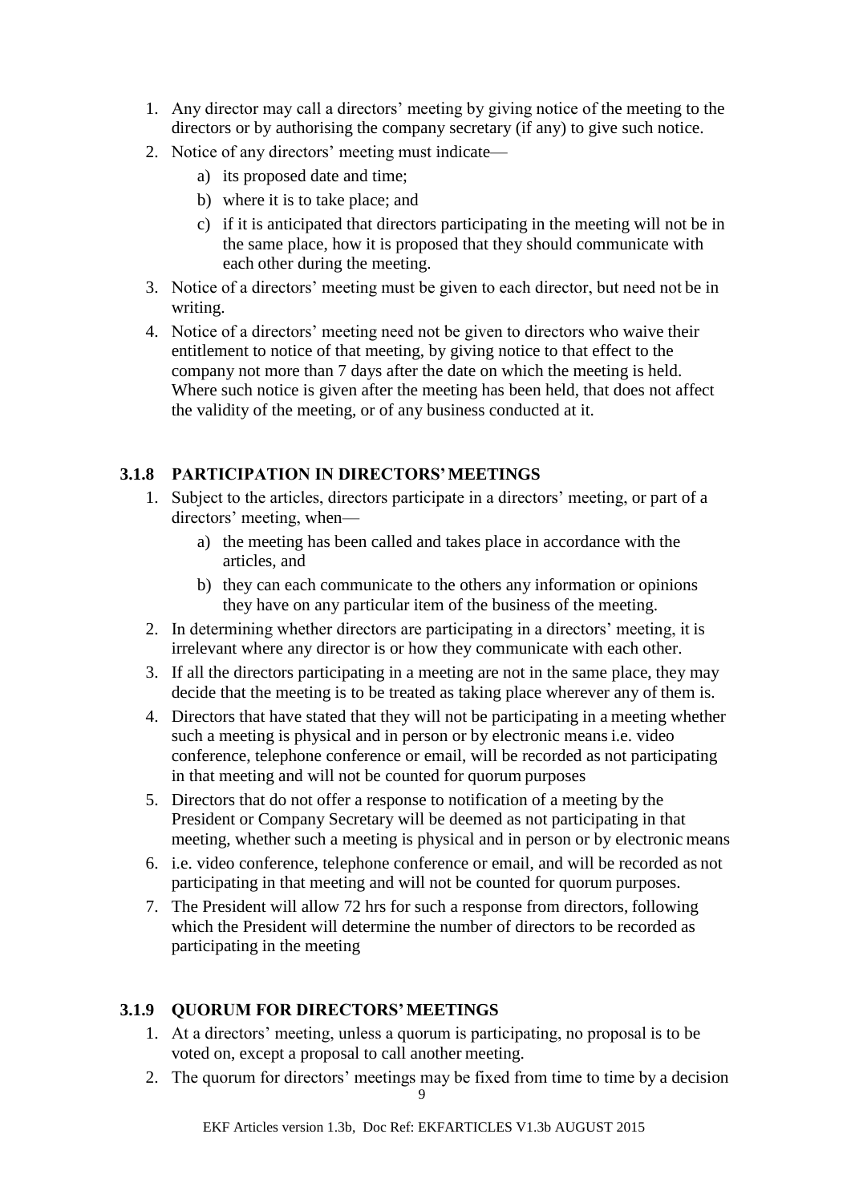1. Any director may call a directors' meeting by giving notice of the meeting to the directors or by authorising the company secretary (if any) to give such notice.
2. Notice of any directors' meeting must indicate—
    a) its proposed date and time;
    b) where it is to take place; and
    c) if it is anticipated that directors participating in the meeting will not be in the same place, how it is proposed that they should communicate with each other during the meeting.
3. Notice of a directors' meeting must be given to each director, but need not be in writing.
4. Notice of a directors' meeting need not be given to directors who waive their entitlement to notice of that meeting, by giving notice to that effect to the company not more than 7 days after the date on which the meeting is held. Where such notice is given after the meeting has been held, that does not affect the validity of the meeting, or of any business conducted at it.

### 3.1.8 PARTICIPATION IN DIRECTORS' MEETINGS

1. Subject to the articles, directors participate in a directors' meeting, or part of a directors' meeting, when—
    a) the meeting has been called and takes place in accordance with the articles, and
    b) they can each communicate to the others any information or opinions they have on any particular item of the business of the meeting.
2. In determining whether directors are participating in a directors' meeting, it is irrelevant where any director is or how they communicate with each other.
3. If all the directors participating in a meeting are not in the same place, they may decide that the meeting is to be treated as taking place wherever any of them is.
4. Directors that have stated that they will not be participating in a meeting whether such a meeting is physical and in person or by electronic means i.e. video conference, telephone conference or email, will be recorded as not participating in that meeting and will not be counted for quorum purposes
5. Directors that do not offer a response to notification of a meeting by the President or Company Secretary will be deemed as not participating in that meeting, whether such a meeting is physical and in person or by electronic means
6. i.e. video conference, telephone conference or email, and will be recorded as not participating in that meeting and will not be counted for quorum purposes.
7. The President will allow 72 hrs for such a response from directors, following which the President will determine the number of directors to be recorded as participating in the meeting

### 3.1.9 QUORUM FOR DIRECTORS' MEETINGS

1. At a directors' meeting, unless a quorum is participating, no proposal is to be voted on, except a proposal to call another meeting.
2. The quorum for directors' meetings may be fixed from time to time by a decision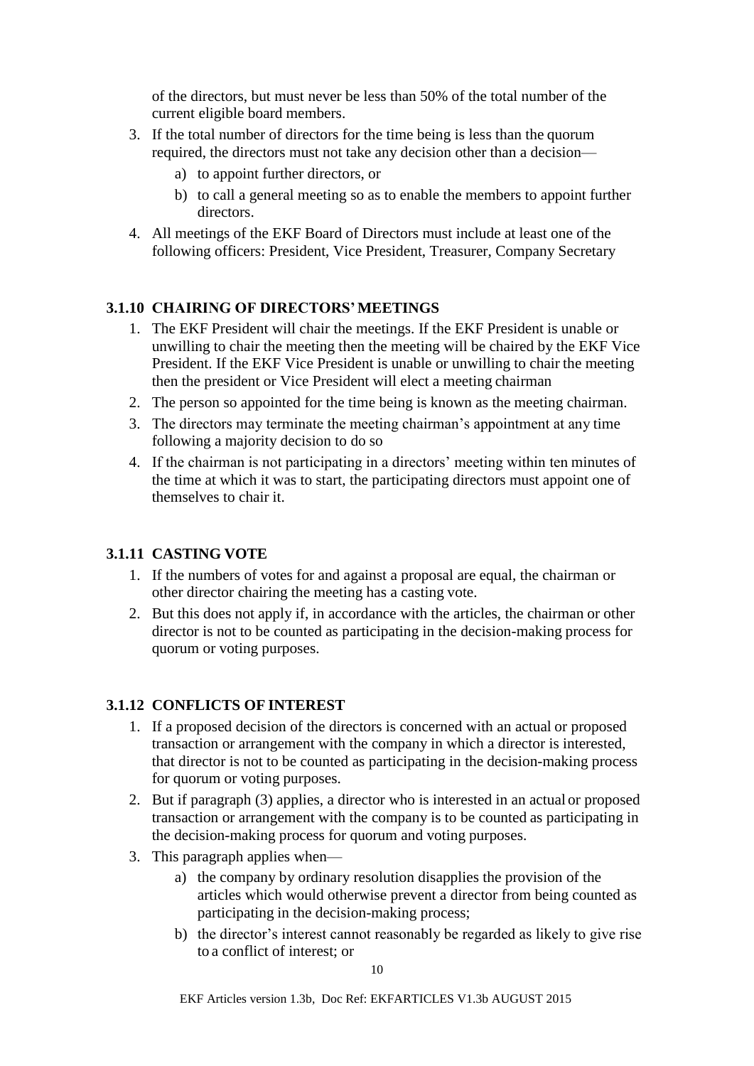of the directors, but must never be less than 50% of the total number of the current eligible board members.

3. If the total number of directors for the time being is less than the quorum required, the directors must not take any decision other than a decision—
   a) to appoint further directors, or
   b) to call a general meeting so as to enable the members to appoint further directors.
4. All meetings of the EKF Board of Directors must include at least one of the following officers: President, Vice President, Treasurer, Company Secretary

### 3.1.10 CHAIRING OF DIRECTORS' MEETINGS

1. The EKF President will chair the meetings. If the EKF President is unable or unwilling to chair the meeting then the meeting will be chaired by the EKF Vice President. If the EKF Vice President is unable or unwilling to chair the meeting then the president or Vice President will elect a meeting chairman
2. The person so appointed for the time being is known as the meeting chairman.
3. The directors may terminate the meeting chairman's appointment at any time following a majority decision to do so
4. If the chairman is not participating in a directors' meeting within ten minutes of the time at which it was to start, the participating directors must appoint one of themselves to chair it.

### 3.1.11 CASTING VOTE

1. If the numbers of votes for and against a proposal are equal, the chairman or other director chairing the meeting has a casting vote.
2. But this does not apply if, in accordance with the articles, the chairman or other director is not to be counted as participating in the decision-making process for quorum or voting purposes.

### 3.1.12 CONFLICTS OF INTEREST

1. If a proposed decision of the directors is concerned with an actual or proposed transaction or arrangement with the company in which a director is interested, that director is not to be counted as participating in the decision-making process for quorum or voting purposes.
2. But if paragraph (3) applies, a director who is interested in an actual or proposed transaction or arrangement with the company is to be counted as participating in the decision-making process for quorum and voting purposes.
3. This paragraph applies when—
   a) the company by ordinary resolution disapplies the provision of the articles which would otherwise prevent a director from being counted as participating in the decision-making process;
   b) the director's interest cannot reasonably be regarded as likely to give rise to a conflict of interest; or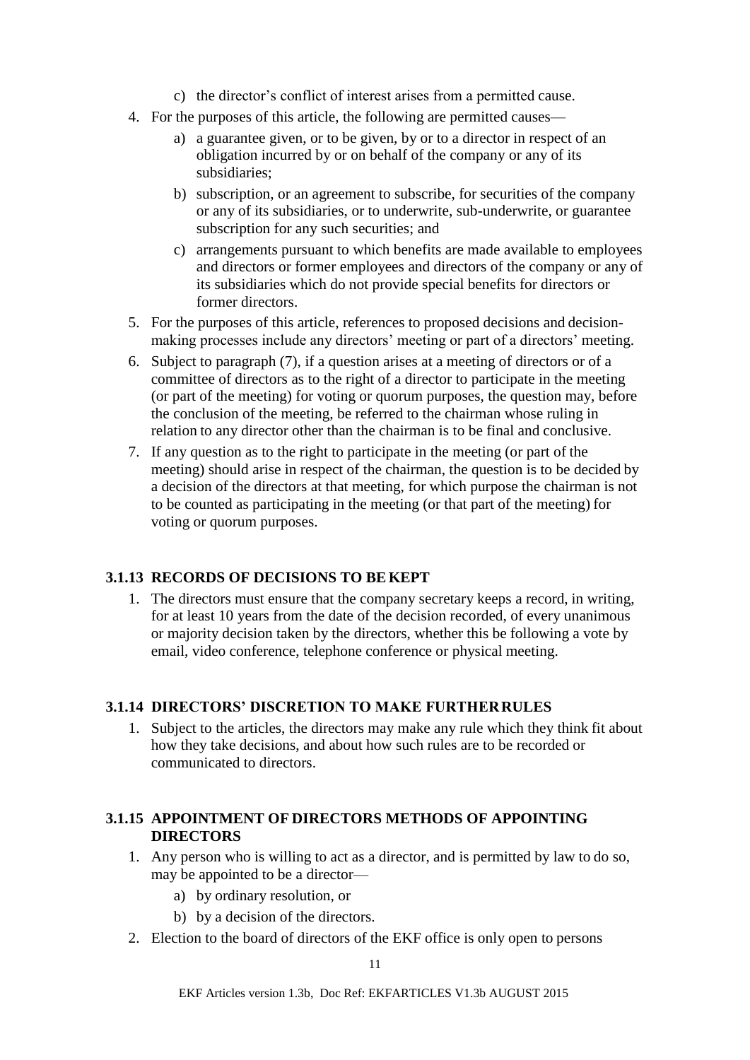c) the director's conflict of interest arises from a permitted cause.

4. For the purposes of this article, the following are permitted causes—
   a) a guarantee given, or to be given, by or to a director in respect of an obligation incurred by or on behalf of the company or any of its subsidiaries;
   b) subscription, or an agreement to subscribe, for securities of the company or any of its subsidiaries, or to underwrite, sub-underwrite, or guarantee subscription for any such securities; and
   c) arrangements pursuant to which benefits are made available to employees and directors or former employees and directors of the company or any of its subsidiaries which do not provide special benefits for directors or former directors.
5. For the purposes of this article, references to proposed decisions and decision-making processes include any directors' meeting or part of a directors' meeting.
6. Subject to paragraph (7), if a question arises at a meeting of directors or of a committee of directors as to the right of a director to participate in the meeting (or part of the meeting) for voting or quorum purposes, the question may, before the conclusion of the meeting, be referred to the chairman whose ruling in relation to any director other than the chairman is to be final and conclusive.
7. If any question as to the right to participate in the meeting (or part of the meeting) should arise in respect of the chairman, the question is to be decided by a decision of the directors at that meeting, for which purpose the chairman is not to be counted as participating in the meeting (or that part of the meeting) for voting or quorum purposes.

### 3.1.13 RECORDS OF DECISIONS TO BE KEPT

1. The directors must ensure that the company secretary keeps a record, in writing, for at least 10 years from the date of the decision recorded, of every unanimous or majority decision taken by the directors, whether this be following a vote by email, video conference, telephone conference or physical meeting.

### 3.1.14 DIRECTORS' DISCRETION TO MAKE FURTHER RULES

1. Subject to the articles, the directors may make any rule which they think fit about how they take decisions, and about how such rules are to be recorded or communicated to directors.

### 3.1.15 APPOINTMENT OF DIRECTORS METHODS OF APPOINTING DIRECTORS

1. Any person who is willing to act as a director, and is permitted by law to do so, may be appointed to be a director—
   a) by ordinary resolution, or
   b) by a decision of the directors.
2. Election to the board of directors of the EKF office is only open to persons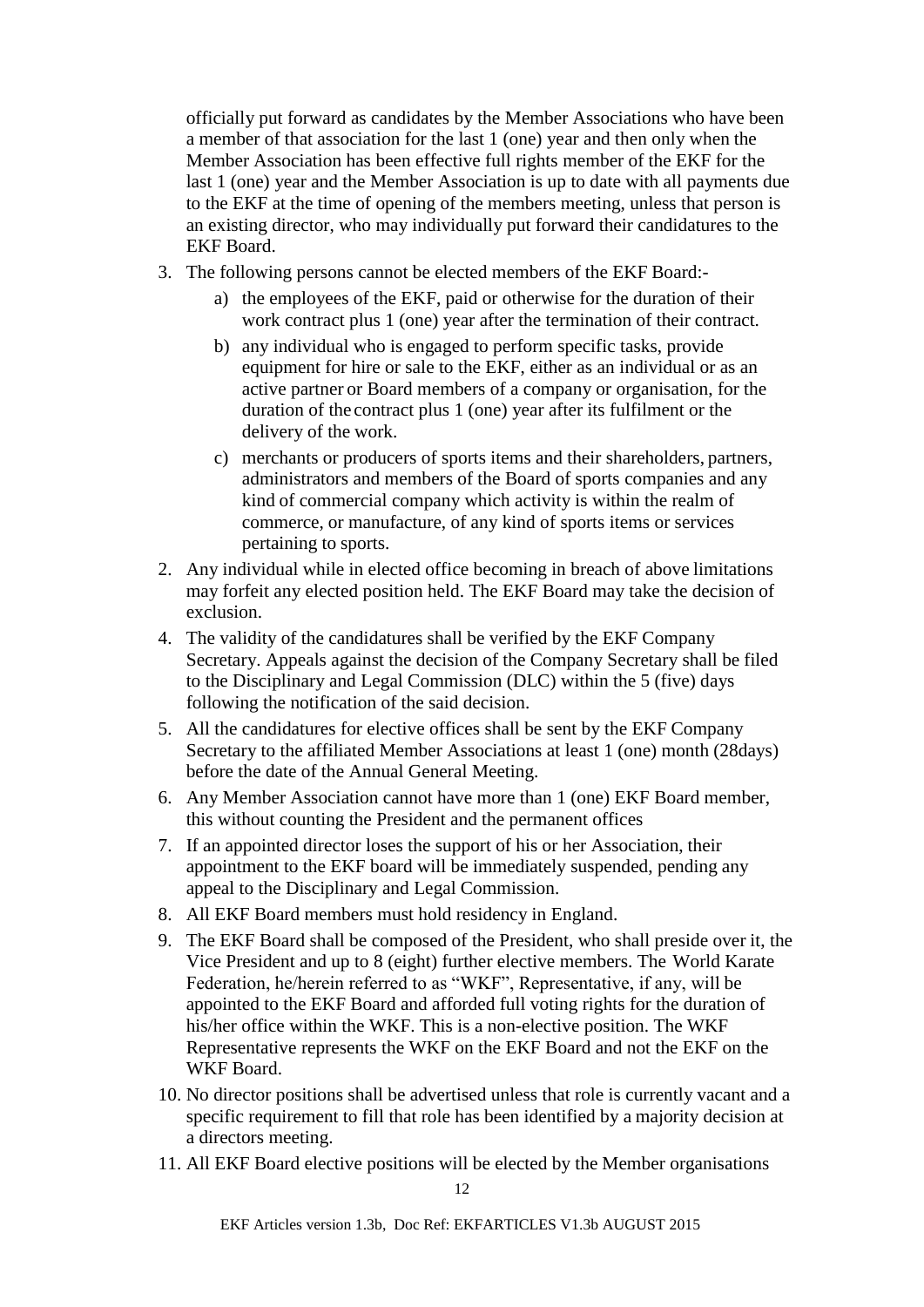officially put forward as candidates by the Member Associations who have been a member of that association for the last 1 (one) year and then only when the Member Association has been effective full rights member of the EKF for the last 1 (one) year and the Member Association is up to date with all payments due to the EKF at the time of opening of the members meeting, unless that person is an existing director, who may individually put forward their candidatures to the EKF Board.

3. The following persons cannot be elected members of the EKF Board:-
   a) the employees of the EKF, paid or otherwise for the duration of their work contract plus 1 (one) year after the termination of their contract.
   b) any individual who is engaged to perform specific tasks, provide equipment for hire or sale to the EKF, either as an individual or as an active partner or Board members of a company or organisation, for the duration of the contract plus 1 (one) year after its fulfilment or the delivery of the work.
   c) merchants or producers of sports items and their shareholders, partners, administrators and members of the Board of sports companies and any kind of commercial company which activity is within the realm of commerce, or manufacture, of any kind of sports items or services pertaining to sports.

2. Any individual while in elected office becoming in breach of above limitations may forfeit any elected position held. The EKF Board may take the decision of exclusion.

4. The validity of the candidatures shall be verified by the EKF Company Secretary. Appeals against the decision of the Company Secretary shall be filed to the Disciplinary and Legal Commission (DLC) within the 5 (five) days following the notification of the said decision.

5. All the candidatures for elective offices shall be sent by the EKF Company Secretary to the affiliated Member Associations at least 1 (one) month (28days) before the date of the Annual General Meeting.

6. Any Member Association cannot have more than 1 (one) EKF Board member, this without counting the President and the permanent offices

7. If an appointed director loses the support of his or her Association, their appointment to the EKF board will be immediately suspended, pending any appeal to the Disciplinary and Legal Commission.

8. All EKF Board members must hold residency in England.

9. The EKF Board shall be composed of the President, who shall preside over it, the Vice President and up to 8 (eight) further elective members. The World Karate Federation, he/herein referred to as "WKF", Representative, if any, will be appointed to the EKF Board and afforded full voting rights for the duration of his/her office within the WKF. This is a non-elective position. The WKF Representative represents the WKF on the EKF Board and not the EKF on the WKF Board.

10. No director positions shall be advertised unless that role is currently vacant and a specific requirement to fill that role has been identified by a majority decision at a directors meeting.

11. All EKF Board elective positions will be elected by the Member organisations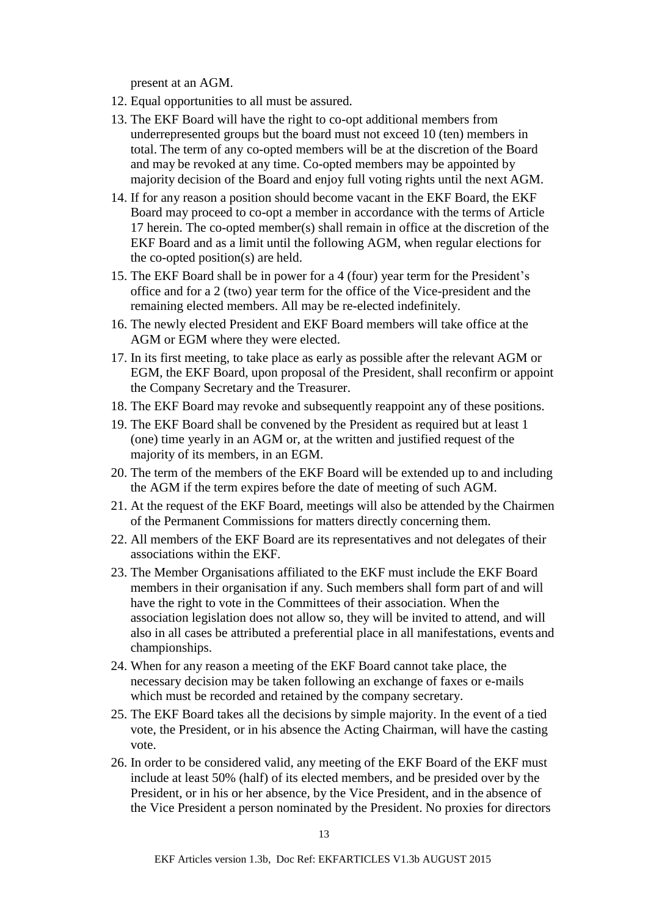present at an AGM.

12. Equal opportunities to all must be assured.
13. The EKF Board will have the right to co-opt additional members from underrepresented groups but the board must not exceed 10 (ten) members in total. The term of any co-opted members will be at the discretion of the Board and may be revoked at any time. Co-opted members may be appointed by majority decision of the Board and enjoy full voting rights until the next AGM.
14. If for any reason a position should become vacant in the EKF Board, the EKF Board may proceed to co-opt a member in accordance with the terms of Article 17 herein. The co-opted member(s) shall remain in office at the discretion of the EKF Board and as a limit until the following AGM, when regular elections for the co-opted position(s) are held.
15. The EKF Board shall be in power for a 4 (four) year term for the President's office and for a 2 (two) year term for the office of the Vice-president and the remaining elected members. All may be re-elected indefinitely.
16. The newly elected President and EKF Board members will take office at the AGM or EGM where they were elected.
17. In its first meeting, to take place as early as possible after the relevant AGM or EGM, the EKF Board, upon proposal of the President, shall reconfirm or appoint the Company Secretary and the Treasurer.
18. The EKF Board may revoke and subsequently reappoint any of these positions.
19. The EKF Board shall be convened by the President as required but at least 1 (one) time yearly in an AGM or, at the written and justified request of the majority of its members, in an EGM.
20. The term of the members of the EKF Board will be extended up to and including the AGM if the term expires before the date of meeting of such AGM.
21. At the request of the EKF Board, meetings will also be attended by the Chairmen of the Permanent Commissions for matters directly concerning them.
22. All members of the EKF Board are its representatives and not delegates of their associations within the EKF.
23. The Member Organisations affiliated to the EKF must include the EKF Board members in their organisation if any. Such members shall form part of and will have the right to vote in the Committees of their association. When the association legislation does not allow so, they will be invited to attend, and will also in all cases be attributed a preferential place in all manifestations, events and championships.
24. When for any reason a meeting of the EKF Board cannot take place, the necessary decision may be taken following an exchange of faxes or e-mails which must be recorded and retained by the company secretary.
25. The EKF Board takes all the decisions by simple majority. In the event of a tied vote, the President, or in his absence the Acting Chairman, will have the casting vote.
26. In order to be considered valid, any meeting of the EKF Board of the EKF must include at least 50% (half) of its elected members, and be presided over by the President, or in his or her absence, by the Vice President, and in the absence of the Vice President a person nominated by the President. No proxies for directors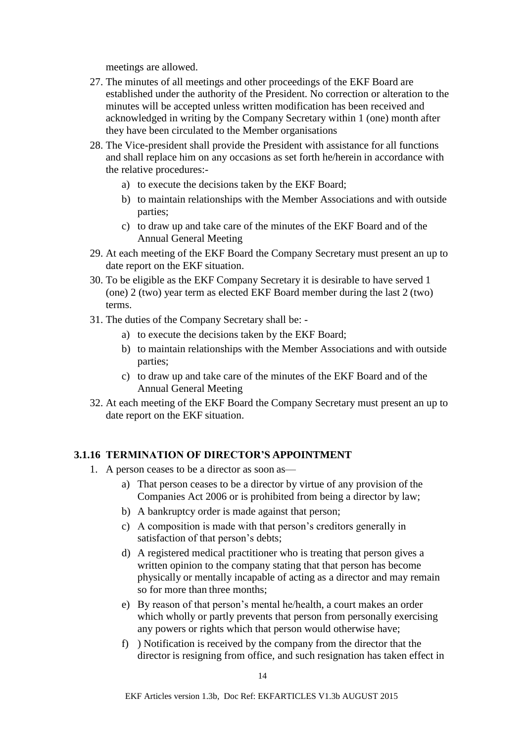meetings are allowed.

27. The minutes of all meetings and other proceedings of the EKF Board are established under the authority of the President. No correction or alteration to the minutes will be accepted unless written modification has been received and acknowledged in writing by the Company Secretary within 1 (one) month after they have been circulated to the Member organisations
28. The Vice-president shall provide the President with assistance for all functions and shall replace him on any occasions as set forth he/herein in accordance with the relative procedures:-
    a) to execute the decisions taken by the EKF Board;
    b) to maintain relationships with the Member Associations and with outside parties;
    c) to draw up and take care of the minutes of the EKF Board and of the Annual General Meeting
29. At each meeting of the EKF Board the Company Secretary must present an up to date report on the EKF situation.
30. To be eligible as the EKF Company Secretary it is desirable to have served 1 (one) 2 (two) year term as elected EKF Board member during the last 2 (two) terms.
31. The duties of the Company Secretary shall be: -
    a) to execute the decisions taken by the EKF Board;
    b) to maintain relationships with the Member Associations and with outside parties;
    c) to draw up and take care of the minutes of the EKF Board and of the Annual General Meeting
32. At each meeting of the EKF Board the Company Secretary must present an up to date report on the EKF situation.

### 3.1.16 TERMINATION OF DIRECTOR'S APPOINTMENT

1. A person ceases to be a director as soon as—
    a) That person ceases to be a director by virtue of any provision of the Companies Act 2006 or is prohibited from being a director by law;
    b) A bankruptcy order is made against that person;
    c) A composition is made with that person's creditors generally in satisfaction of that person's debts;
    d) A registered medical practitioner who is treating that person gives a written opinion to the company stating that that person has become physically or mentally incapable of acting as a director and may remain so for more than three months;
    e) By reason of that person's mental he/health, a court makes an order which wholly or partly prevents that person from personally exercising any powers or rights which that person would otherwise have;
    f) ) Notification is received by the company from the director that the director is resigning from office, and such resignation has taken effect in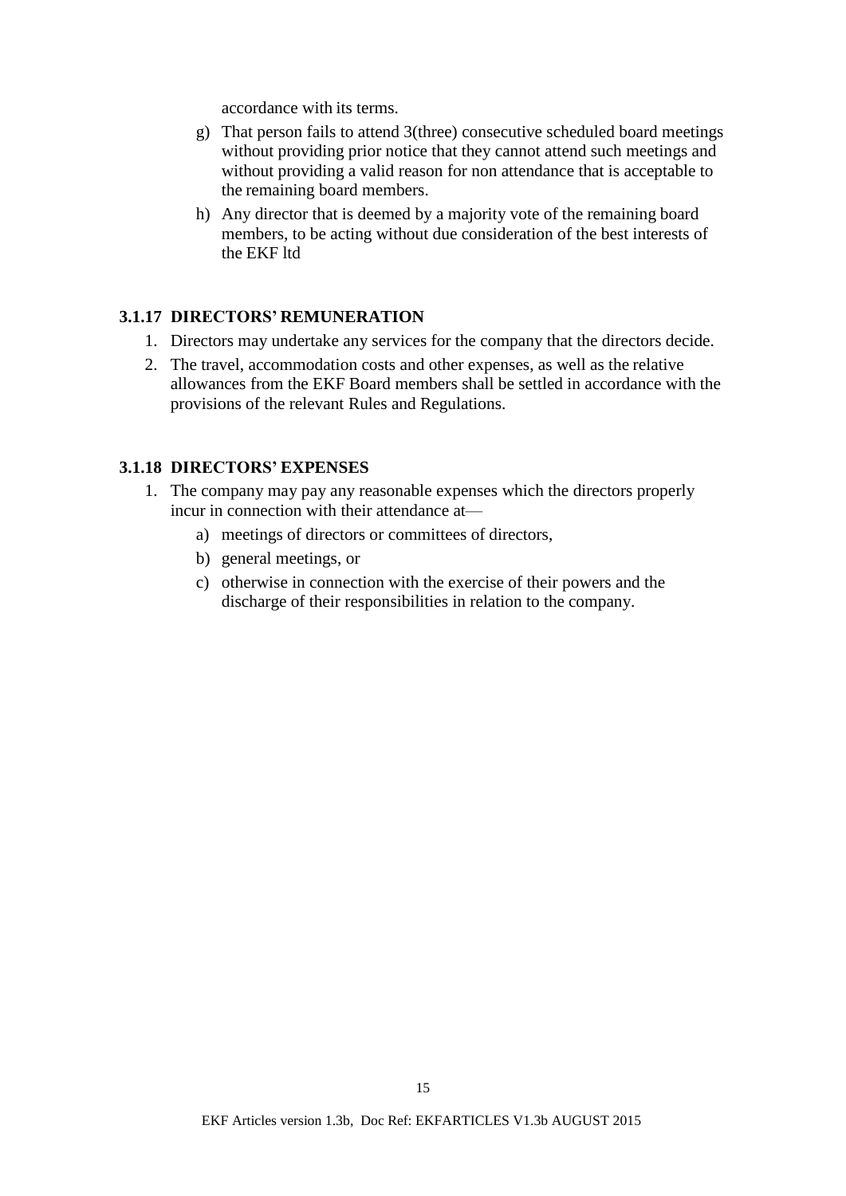accordance with its terms.

g) That person fails to attend 3(three) consecutive scheduled board meetings without providing prior notice that they cannot attend such meetings and without providing a valid reason for non attendance that is acceptable to the remaining board members.

h) Any director that is deemed by a majority vote of the remaining board members, to be acting without due consideration of the best interests of the EKF ltd

### 3.1.17 DIRECTORS' REMUNERATION

1. Directors may undertake any services for the company that the directors decide.
2. The travel, accommodation costs and other expenses, as well as the relative allowances from the EKF Board members shall be settled in accordance with the provisions of the relevant Rules and Regulations.

### 3.1.18 DIRECTORS' EXPENSES

1. The company may pay any reasonable expenses which the directors properly incur in connection with their attendance at—
   a) meetings of directors or committees of directors,
   b) general meetings, or
   c) otherwise in connection with the exercise of their powers and the discharge of their responsibilities in relation to the company.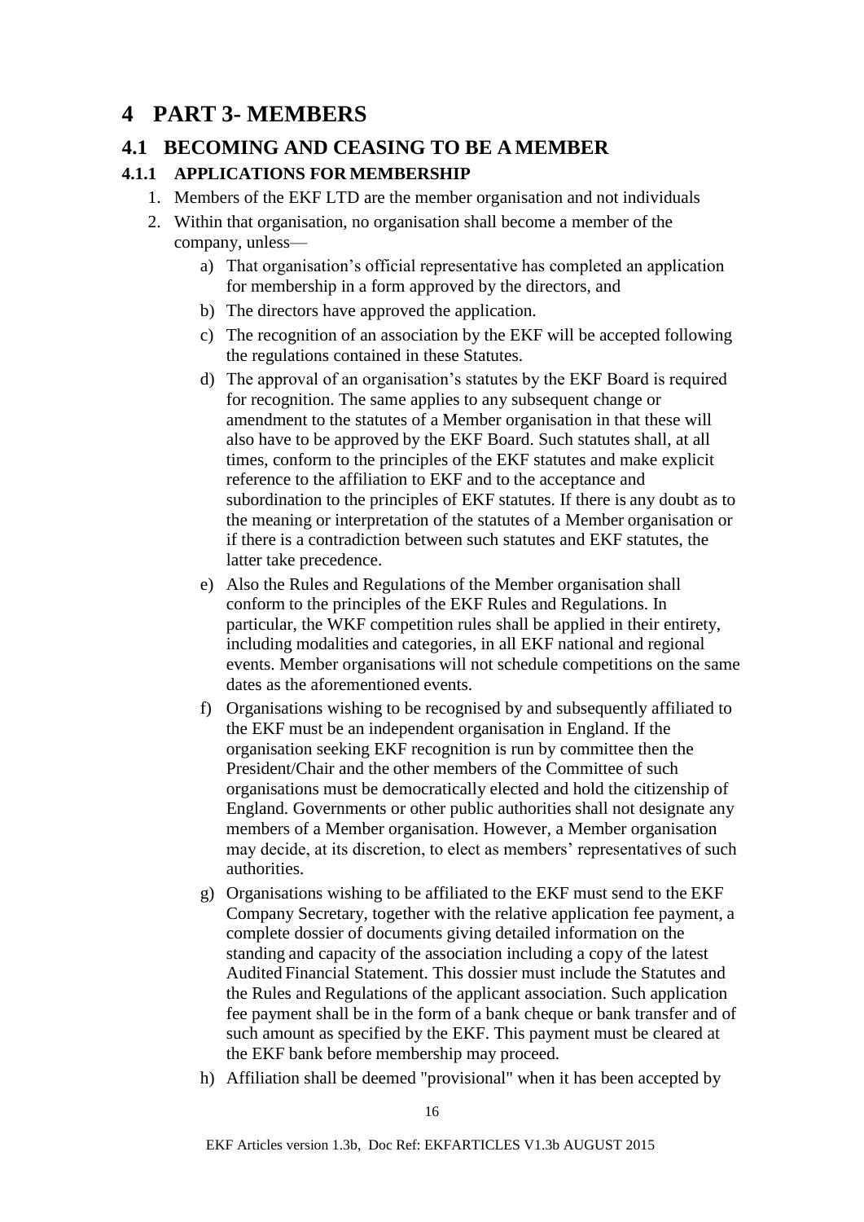# 4 PART 3- MEMBERS

## 4.1 BECOMING AND CEASING TO BE A MEMBER

### 4.1.1 APPLICATIONS FOR MEMBERSHIP

1. Members of the EKF LTD are the member organisation and not individuals
2. Within that organisation, no organisation shall become a member of the company, unless—
   a) That organisation's official representative has completed an application for membership in a form approved by the directors, and
   b) The directors have approved the application.
   c) The recognition of an association by the EKF will be accepted following the regulations contained in these Statutes.
   d) The approval of an organisation's statutes by the EKF Board is required for recognition. The same applies to any subsequent change or amendment to the statutes of a Member organisation in that these will also have to be approved by the EKF Board. Such statutes shall, at all times, conform to the principles of the EKF statutes and make explicit reference to the affiliation to EKF and to the acceptance and subordination to the principles of EKF statutes. If there is any doubt as to the meaning or interpretation of the statutes of a Member organisation or if there is a contradiction between such statutes and EKF statutes, the latter take precedence.
   e) Also the Rules and Regulations of the Member organisation shall conform to the principles of the EKF Rules and Regulations. In particular, the WKF competition rules shall be applied in their entirety, including modalities and categories, in all EKF national and regional events. Member organisations will not schedule competitions on the same dates as the aforementioned events.
   f) Organisations wishing to be recognised by and subsequently affiliated to the EKF must be an independent organisation in England. If the organisation seeking EKF recognition is run by committee then the President/Chair and the other members of the Committee of such organisations must be democratically elected and hold the citizenship of England. Governments or other public authorities shall not designate any members of a Member organisation. However, a Member organisation may decide, at its discretion, to elect as members' representatives of such authorities.
   g) Organisations wishing to be affiliated to the EKF must send to the EKF Company Secretary, together with the relative application fee payment, a complete dossier of documents giving detailed information on the standing and capacity of the association including a copy of the latest Audited Financial Statement. This dossier must include the Statutes and the Rules and Regulations of the applicant association. Such application fee payment shall be in the form of a bank cheque or bank transfer and of such amount as specified by the EKF. This payment must be cleared at the EKF bank before membership may proceed.
   h) Affiliation shall be deemed "provisional" when it has been accepted by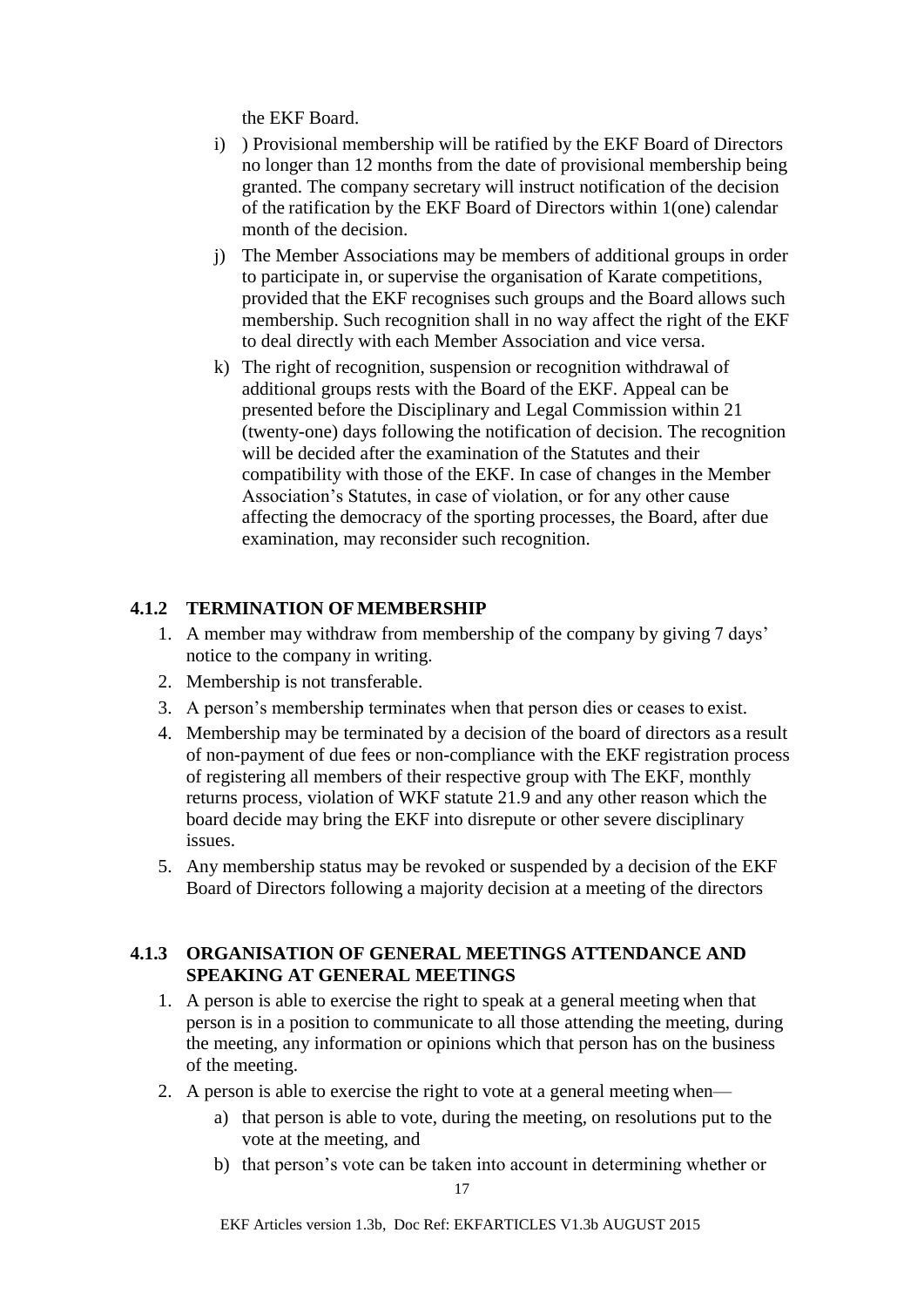the EKF Board.

i) ) Provisional membership will be ratified by the EKF Board of Directors no longer than 12 months from the date of provisional membership being granted. The company secretary will instruct notification of the decision of the ratification by the EKF Board of Directors within 1(one) calendar month of the decision.

j) The Member Associations may be members of additional groups in order to participate in, or supervise the organisation of Karate competitions, provided that the EKF recognises such groups and the Board allows such membership. Such recognition shall in no way affect the right of the EKF to deal directly with each Member Association and vice versa.

k) The right of recognition, suspension or recognition withdrawal of additional groups rests with the Board of the EKF. Appeal can be presented before the Disciplinary and Legal Commission within 21 (twenty-one) days following the notification of decision. The recognition will be decided after the examination of the Statutes and their compatibility with those of the EKF. In case of changes in the Member Association's Statutes, in case of violation, or for any other cause affecting the democracy of the sporting processes, the Board, after due examination, may reconsider such recognition.

### 4.1.2 TERMINATION OF MEMBERSHIP

1. A member may withdraw from membership of the company by giving 7 days' notice to the company in writing.
2. Membership is not transferable.
3. A person's membership terminates when that person dies or ceases to exist.
4. Membership may be terminated by a decision of the board of directors as a result of non-payment of due fees or non-compliance with the EKF registration process of registering all members of their respective group with The EKF, monthly returns process, violation of WKF statute 21.9 and any other reason which the board decide may bring the EKF into disrepute or other severe disciplinary issues.
5. Any membership status may be revoked or suspended by a decision of the EKF Board of Directors following a majority decision at a meeting of the directors

### 4.1.3 ORGANISATION OF GENERAL MEETINGS ATTENDANCE AND SPEAKING AT GENERAL MEETINGS

1. A person is able to exercise the right to speak at a general meeting when that person is in a position to communicate to all those attending the meeting, during the meeting, any information or opinions which that person has on the business of the meeting.
2. A person is able to exercise the right to vote at a general meeting when—
   a) that person is able to vote, during the meeting, on resolutions put to the vote at the meeting, and
   b) that person's vote can be taken into account in determining whether or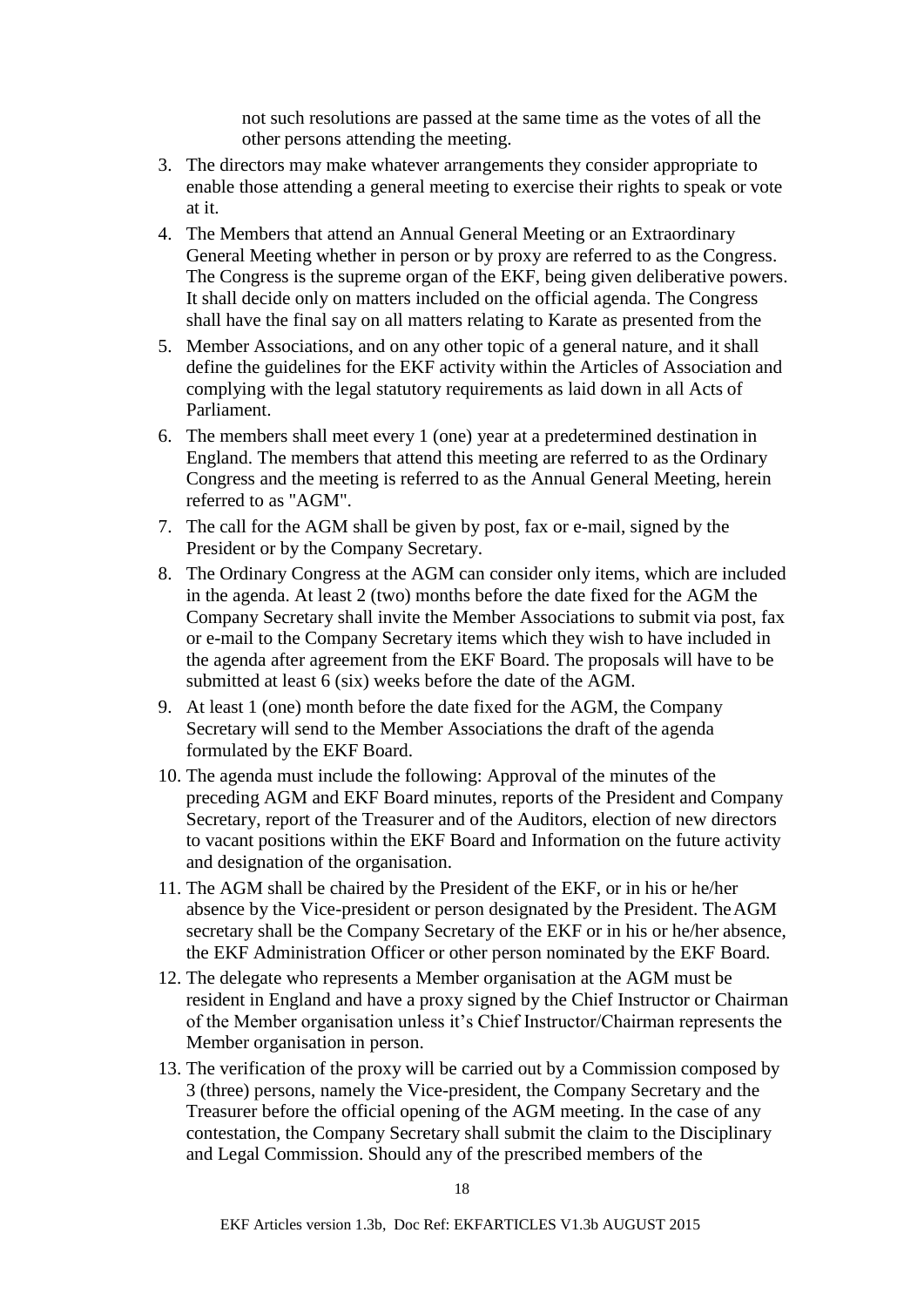not such resolutions are passed at the same time as the votes of all the other persons attending the meeting.

3. The directors may make whatever arrangements they consider appropriate to enable those attending a general meeting to exercise their rights to speak or vote at it.
4. The Members that attend an Annual General Meeting or an Extraordinary General Meeting whether in person or by proxy are referred to as the Congress. The Congress is the supreme organ of the EKF, being given deliberative powers. It shall decide only on matters included on the official agenda. The Congress shall have the final say on all matters relating to Karate as presented from the
5. Member Associations, and on any other topic of a general nature, and it shall define the guidelines for the EKF activity within the Articles of Association and complying with the legal statutory requirements as laid down in all Acts of Parliament.
6. The members shall meet every 1 (one) year at a predetermined destination in England. The members that attend this meeting are referred to as the Ordinary Congress and the meeting is referred to as the Annual General Meeting, herein referred to as "AGM".
7. The call for the AGM shall be given by post, fax or e-mail, signed by the President or by the Company Secretary.
8. The Ordinary Congress at the AGM can consider only items, which are included in the agenda. At least 2 (two) months before the date fixed for the AGM the Company Secretary shall invite the Member Associations to submit via post, fax or e-mail to the Company Secretary items which they wish to have included in the agenda after agreement from the EKF Board. The proposals will have to be submitted at least 6 (six) weeks before the date of the AGM.
9. At least 1 (one) month before the date fixed for the AGM, the Company Secretary will send to the Member Associations the draft of the agenda formulated by the EKF Board.
10. The agenda must include the following: Approval of the minutes of the preceding AGM and EKF Board minutes, reports of the President and Company Secretary, report of the Treasurer and of the Auditors, election of new directors to vacant positions within the EKF Board and Information on the future activity and designation of the organisation.
11. The AGM shall be chaired by the President of the EKF, or in his or he/her absence by the Vice-president or person designated by the President. The AGM secretary shall be the Company Secretary of the EKF or in his or he/her absence, the EKF Administration Officer or other person nominated by the EKF Board.
12. The delegate who represents a Member organisation at the AGM must be resident in England and have a proxy signed by the Chief Instructor or Chairman of the Member organisation unless it's Chief Instructor/Chairman represents the Member organisation in person.
13. The verification of the proxy will be carried out by a Commission composed by 3 (three) persons, namely the Vice-president, the Company Secretary and the Treasurer before the official opening of the AGM meeting. In the case of any contestation, the Company Secretary shall submit the claim to the Disciplinary and Legal Commission. Should any of the prescribed members of the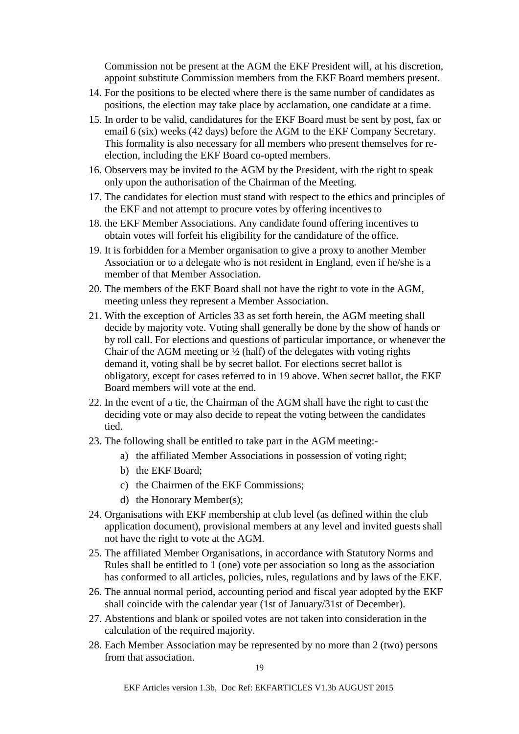Commission not be present at the AGM the EKF President will, at his discretion, appoint substitute Commission members from the EKF Board members present.

14. For the positions to be elected where there is the same number of candidates as positions, the election may take place by acclamation, one candidate at a time.
15. In order to be valid, candidatures for the EKF Board must be sent by post, fax or email 6 (six) weeks (42 days) before the AGM to the EKF Company Secretary. This formality is also necessary for all members who present themselves for re-election, including the EKF Board co-opted members.
16. Observers may be invited to the AGM by the President, with the right to speak only upon the authorisation of the Chairman of the Meeting.
17. The candidates for election must stand with respect to the ethics and principles of the EKF and not attempt to procure votes by offering incentives to
18. the EKF Member Associations. Any candidate found offering incentives to obtain votes will forfeit his eligibility for the candidature of the office.
19. It is forbidden for a Member organisation to give a proxy to another Member Association or to a delegate who is not resident in England, even if he/she is a member of that Member Association.
20. The members of the EKF Board shall not have the right to vote in the AGM, meeting unless they represent a Member Association.
21. With the exception of Articles 33 as set forth herein, the AGM meeting shall decide by majority vote. Voting shall generally be done by the show of hands or by roll call. For elections and questions of particular importance, or whenever the Chair of the AGM meeting or ½ (half) of the delegates with voting rights demand it, voting shall be by secret ballot. For elections secret ballot is obligatory, except for cases referred to in 19 above. When secret ballot, the EKF Board members will vote at the end.
22. In the event of a tie, the Chairman of the AGM shall have the right to cast the deciding vote or may also decide to repeat the voting between the candidates tied.
23. The following shall be entitled to take part in the AGM meeting:-
    a) the affiliated Member Associations in possession of voting right;
    b) the EKF Board;
    c) the Chairmen of the EKF Commissions;
    d) the Honorary Member(s);
24. Organisations with EKF membership at club level (as defined within the club application document), provisional members at any level and invited guests shall not have the right to vote at the AGM.
25. The affiliated Member Organisations, in accordance with Statutory Norms and Rules shall be entitled to 1 (one) vote per association so long as the association has conformed to all articles, policies, rules, regulations and by laws of the EKF.
26. The annual normal period, accounting period and fiscal year adopted by the EKF shall coincide with the calendar year (1st of January/31st of December).
27. Abstentions and blank or spoiled votes are not taken into consideration in the calculation of the required majority.
28. Each Member Association may be represented by no more than 2 (two) persons from that association.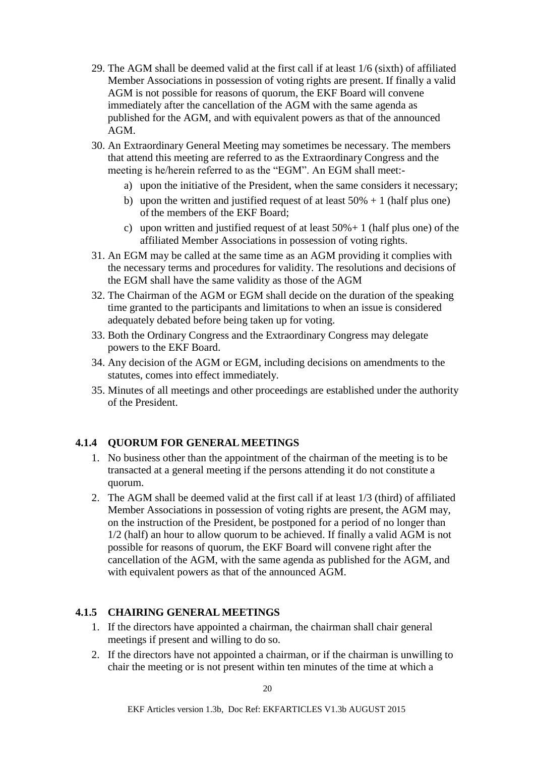29. The AGM shall be deemed valid at the first call if at least 1/6 (sixth) of affiliated Member Associations in possession of voting rights are present. If finally a valid AGM is not possible for reasons of quorum, the EKF Board will convene immediately after the cancellation of the AGM with the same agenda as published for the AGM, and with equivalent powers as that of the announced AGM.
30. An Extraordinary General Meeting may sometimes be necessary. The members that attend this meeting are referred to as the Extraordinary Congress and the meeting is he/herein referred to as the "EGM". An EGM shall meet:-
    a) upon the initiative of the President, when the same considers it necessary;
    b) upon the written and justified request of at least 50% + 1 (half plus one) of the members of the EKF Board;
    c) upon written and justified request of at least 50%+ 1 (half plus one) of the affiliated Member Associations in possession of voting rights.
31. An EGM may be called at the same time as an AGM providing it complies with the necessary terms and procedures for validity. The resolutions and decisions of the EGM shall have the same validity as those of the AGM
32. The Chairman of the AGM or EGM shall decide on the duration of the speaking time granted to the participants and limitations to when an issue is considered adequately debated before being taken up for voting.
33. Both the Ordinary Congress and the Extraordinary Congress may delegate powers to the EKF Board.
34. Any decision of the AGM or EGM, including decisions on amendments to the statutes, comes into effect immediately.
35. Minutes of all meetings and other proceedings are established under the authority of the President.

### 4.1.4 QUORUM FOR GENERAL MEETINGS

1. No business other than the appointment of the chairman of the meeting is to be transacted at a general meeting if the persons attending it do not constitute a quorum.
2. The AGM shall be deemed valid at the first call if at least 1/3 (third) of affiliated Member Associations in possession of voting rights are present, the AGM may, on the instruction of the President, be postponed for a period of no longer than 1/2 (half) an hour to allow quorum to be achieved. If finally a valid AGM is not possible for reasons of quorum, the EKF Board will convene right after the cancellation of the AGM, with the same agenda as published for the AGM, and with equivalent powers as that of the announced AGM.

### 4.1.5 CHAIRING GENERAL MEETINGS

1. If the directors have appointed a chairman, the chairman shall chair general meetings if present and willing to do so.
2. If the directors have not appointed a chairman, or if the chairman is unwilling to chair the meeting or is not present within ten minutes of the time at which a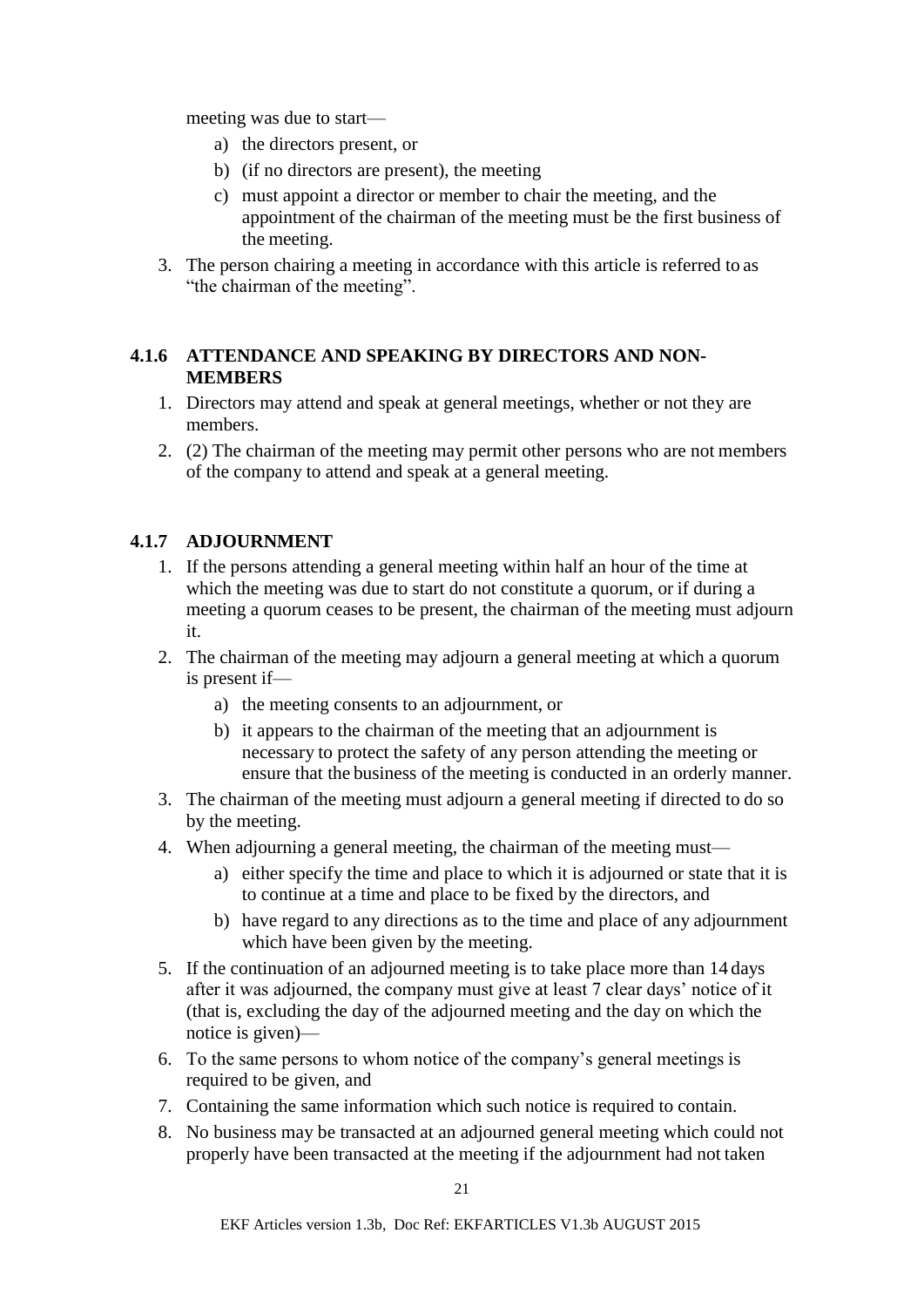meeting was due to start—

a) the directors present, or
b) (if no directors are present), the meeting
c) must appoint a director or member to chair the meeting, and the appointment of the chairman of the meeting must be the first business of the meeting.

3. The person chairing a meeting in accordance with this article is referred to as "the chairman of the meeting".

### 4.1.6 ATTENDANCE AND SPEAKING BY DIRECTORS AND NON-MEMBERS

1. Directors may attend and speak at general meetings, whether or not they are members.
2. (2) The chairman of the meeting may permit other persons who are not members of the company to attend and speak at a general meeting.

### 4.1.7 ADJOURNMENT

1. If the persons attending a general meeting within half an hour of the time at which the meeting was due to start do not constitute a quorum, or if during a meeting a quorum ceases to be present, the chairman of the meeting must adjourn it.
2. The chairman of the meeting may adjourn a general meeting at which a quorum is present if—
   a) the meeting consents to an adjournment, or
   b) it appears to the chairman of the meeting that an adjournment is necessary to protect the safety of any person attending the meeting or ensure that the business of the meeting is conducted in an orderly manner.
3. The chairman of the meeting must adjourn a general meeting if directed to do so by the meeting.
4. When adjourning a general meeting, the chairman of the meeting must—
   a) either specify the time and place to which it is adjourned or state that it is to continue at a time and place to be fixed by the directors, and
   b) have regard to any directions as to the time and place of any adjournment which have been given by the meeting.
5. If the continuation of an adjourned meeting is to take place more than 14 days after it was adjourned, the company must give at least 7 clear days' notice of it (that is, excluding the day of the adjourned meeting and the day on which the notice is given)—
6. To the same persons to whom notice of the company's general meetings is required to be given, and
7. Containing the same information which such notice is required to contain.
8. No business may be transacted at an adjourned general meeting which could not properly have been transacted at the meeting if the adjournment had not taken

EKF Articles version 1.3b, Doc Ref: EKFARTICLES V1.3b AUGUST 2015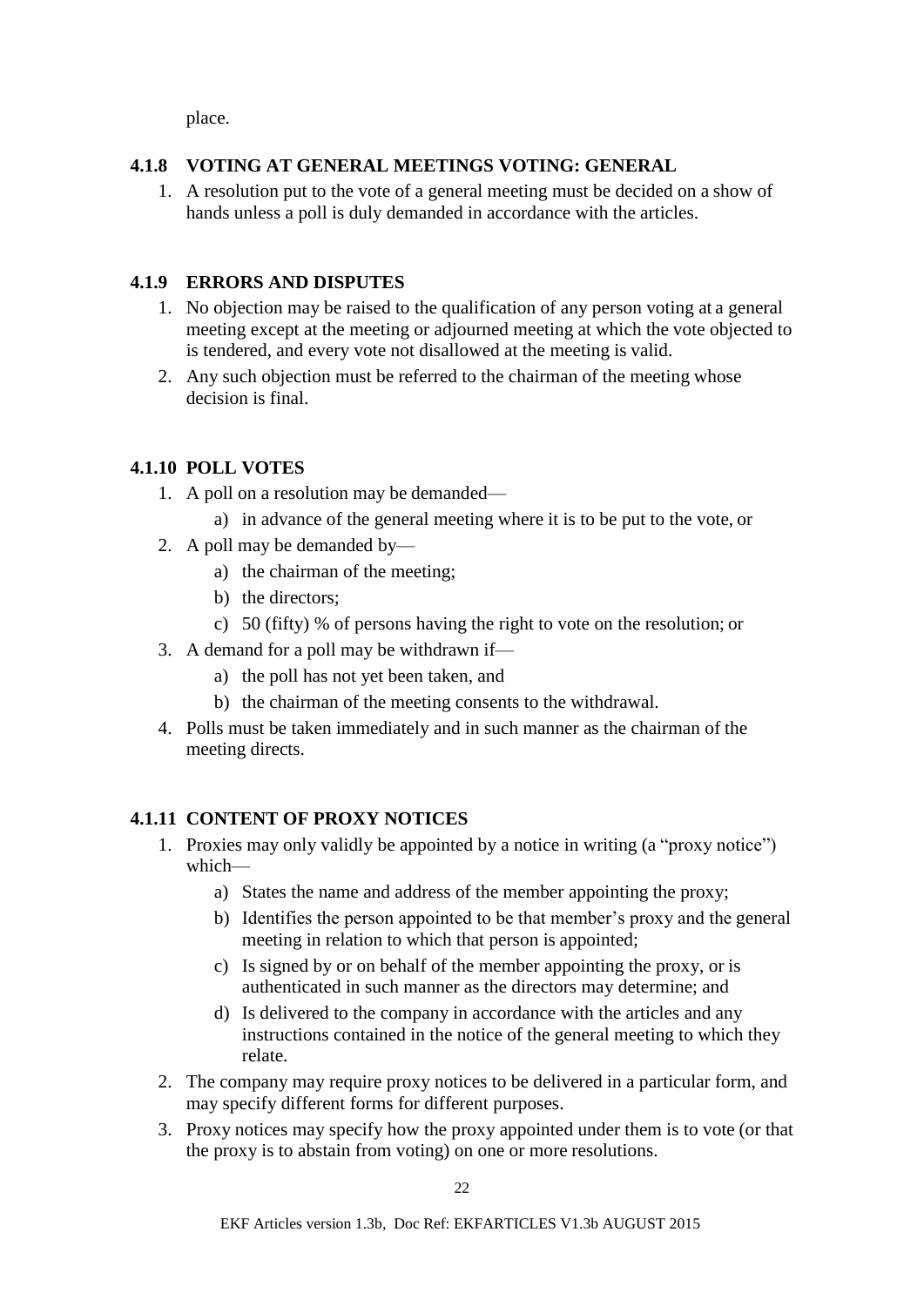place.

### 4.1.8 VOTING AT GENERAL MEETINGS VOTING: GENERAL

1. A resolution put to the vote of a general meeting must be decided on a show of hands unless a poll is duly demanded in accordance with the articles.

### 4.1.9 ERRORS AND DISPUTES

1. No objection may be raised to the qualification of any person voting at a general meeting except at the meeting or adjourned meeting at which the vote objected to is tendered, and every vote not disallowed at the meeting is valid.
2. Any such objection must be referred to the chairman of the meeting whose decision is final.

### 4.1.10 POLL VOTES

1. A poll on a resolution may be demanded—
   a) in advance of the general meeting where it is to be put to the vote, or
2. A poll may be demanded by—
   a) the chairman of the meeting;
   b) the directors;
   c) 50 (fifty) % of persons having the right to vote on the resolution; or
3. A demand for a poll may be withdrawn if—
   a) the poll has not yet been taken, and
   b) the chairman of the meeting consents to the withdrawal.
4. Polls must be taken immediately and in such manner as the chairman of the meeting directs.

### 4.1.11 CONTENT OF PROXY NOTICES

1. Proxies may only validly be appointed by a notice in writing (a "proxy notice") which—
   a) States the name and address of the member appointing the proxy;
   b) Identifies the person appointed to be that member's proxy and the general meeting in relation to which that person is appointed;
   c) Is signed by or on behalf of the member appointing the proxy, or is authenticated in such manner as the directors may determine; and
   d) Is delivered to the company in accordance with the articles and any instructions contained in the notice of the general meeting to which they relate.
2. The company may require proxy notices to be delivered in a particular form, and may specify different forms for different purposes.
3. Proxy notices may specify how the proxy appointed under them is to vote (or that the proxy is to abstain from voting) on one or more resolutions.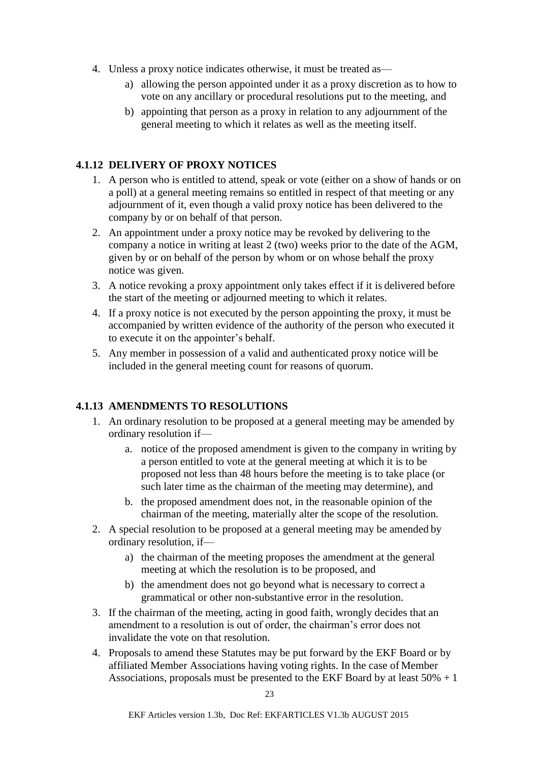4. Unless a proxy notice indicates otherwise, it must be treated as—
    a) allowing the person appointed under it as a proxy discretion as to how to vote on any ancillary or procedural resolutions put to the meeting, and
    b) appointing that person as a proxy in relation to any adjournment of the general meeting to which it relates as well as the meeting itself.

### 4.1.12 DELIVERY OF PROXY NOTICES

1. A person who is entitled to attend, speak or vote (either on a show of hands or on a poll) at a general meeting remains so entitled in respect of that meeting or any adjournment of it, even though a valid proxy notice has been delivered to the company by or on behalf of that person.
2. An appointment under a proxy notice may be revoked by delivering to the company a notice in writing at least 2 (two) weeks prior to the date of the AGM, given by or on behalf of the person by whom or on whose behalf the proxy notice was given.
3. A notice revoking a proxy appointment only takes effect if it is delivered before the start of the meeting or adjourned meeting to which it relates.
4. If a proxy notice is not executed by the person appointing the proxy, it must be accompanied by written evidence of the authority of the person who executed it to execute it on the appointer's behalf.
5. Any member in possession of a valid and authenticated proxy notice will be included in the general meeting count for reasons of quorum.

### 4.1.13 AMENDMENTS TO RESOLUTIONS

1. An ordinary resolution to be proposed at a general meeting may be amended by ordinary resolution if—
    a. notice of the proposed amendment is given to the company in writing by a person entitled to vote at the general meeting at which it is to be proposed not less than 48 hours before the meeting is to take place (or such later time as the chairman of the meeting may determine), and
    b. the proposed amendment does not, in the reasonable opinion of the chairman of the meeting, materially alter the scope of the resolution.
2. A special resolution to be proposed at a general meeting may be amended by ordinary resolution, if—
    a) the chairman of the meeting proposes the amendment at the general meeting at which the resolution is to be proposed, and
    b) the amendment does not go beyond what is necessary to correct a grammatical or other non-substantive error in the resolution.
3. If the chairman of the meeting, acting in good faith, wrongly decides that an amendment to a resolution is out of order, the chairman's error does not invalidate the vote on that resolution.
4. Proposals to amend these Statutes may be put forward by the EKF Board or by affiliated Member Associations having voting rights. In the case of Member Associations, proposals must be presented to the EKF Board by at least 50% + 1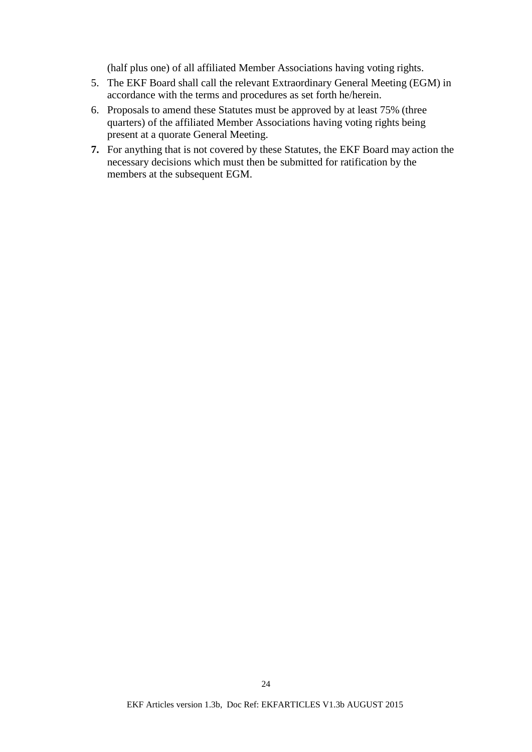(half plus one) of all affiliated Member Associations having voting rights.

5. The EKF Board shall call the relevant Extraordinary General Meeting (EGM) in accordance with the terms and procedures as set forth he/herein.
6. Proposals to amend these Statutes must be approved by at least 75% (three quarters) of the affiliated Member Associations having voting rights being present at a quorate General Meeting.
7. For anything that is not covered by these Statutes, the EKF Board may action the necessary decisions which must then be submitted for ratification by the members at the subsequent EGM.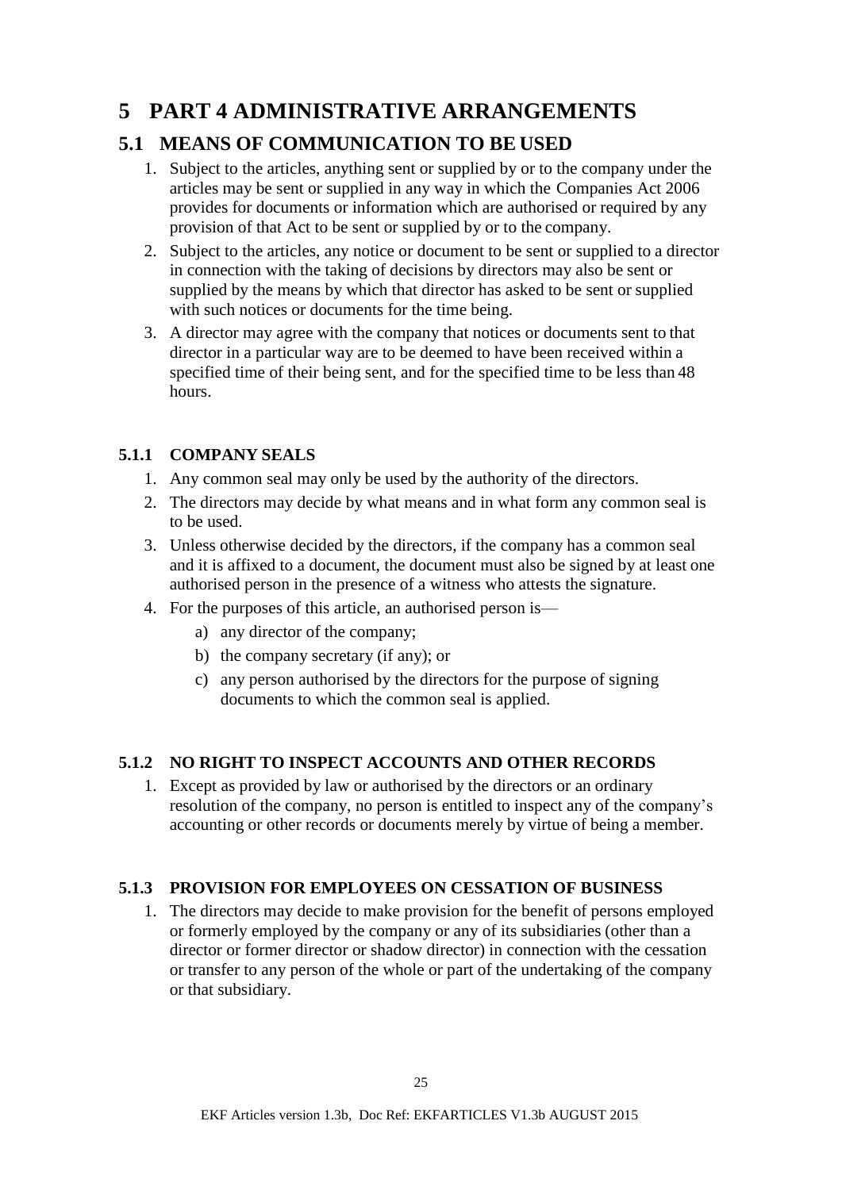# 5 PART 4 ADMINISTRATIVE ARRANGEMENTS

## 5.1 MEANS OF COMMUNICATION TO BE USED

1. Subject to the articles, anything sent or supplied by or to the company under the articles may be sent or supplied in any way in which the Companies Act 2006 provides for documents or information which are authorised or required by any provision of that Act to be sent or supplied by or to the company.
2. Subject to the articles, any notice or document to be sent or supplied to a director in connection with the taking of decisions by directors may also be sent or supplied by the means by which that director has asked to be sent or supplied with such notices or documents for the time being.
3. A director may agree with the company that notices or documents sent to that director in a particular way are to be deemed to have been received within a specified time of their being sent, and for the specified time to be less than 48 hours.

### 5.1.1 COMPANY SEALS

1. Any common seal may only be used by the authority of the directors.
2. The directors may decide by what means and in what form any common seal is to be used.
3. Unless otherwise decided by the directors, if the company has a common seal and it is affixed to a document, the document must also be signed by at least one authorised person in the presence of a witness who attests the signature.
4. For the purposes of this article, an authorised person is—
   a) any director of the company;
   b) the company secretary (if any); or
   c) any person authorised by the directors for the purpose of signing documents to which the common seal is applied.

### 5.1.2 NO RIGHT TO INSPECT ACCOUNTS AND OTHER RECORDS

1. Except as provided by law or authorised by the directors or an ordinary resolution of the company, no person is entitled to inspect any of the company's accounting or other records or documents merely by virtue of being a member.

### 5.1.3 PROVISION FOR EMPLOYEES ON CESSATION OF BUSINESS

1. The directors may decide to make provision for the benefit of persons employed or formerly employed by the company or any of its subsidiaries (other than a director or former director or shadow director) in connection with the cessation or transfer to any person of the whole or part of the undertaking of the company or that subsidiary.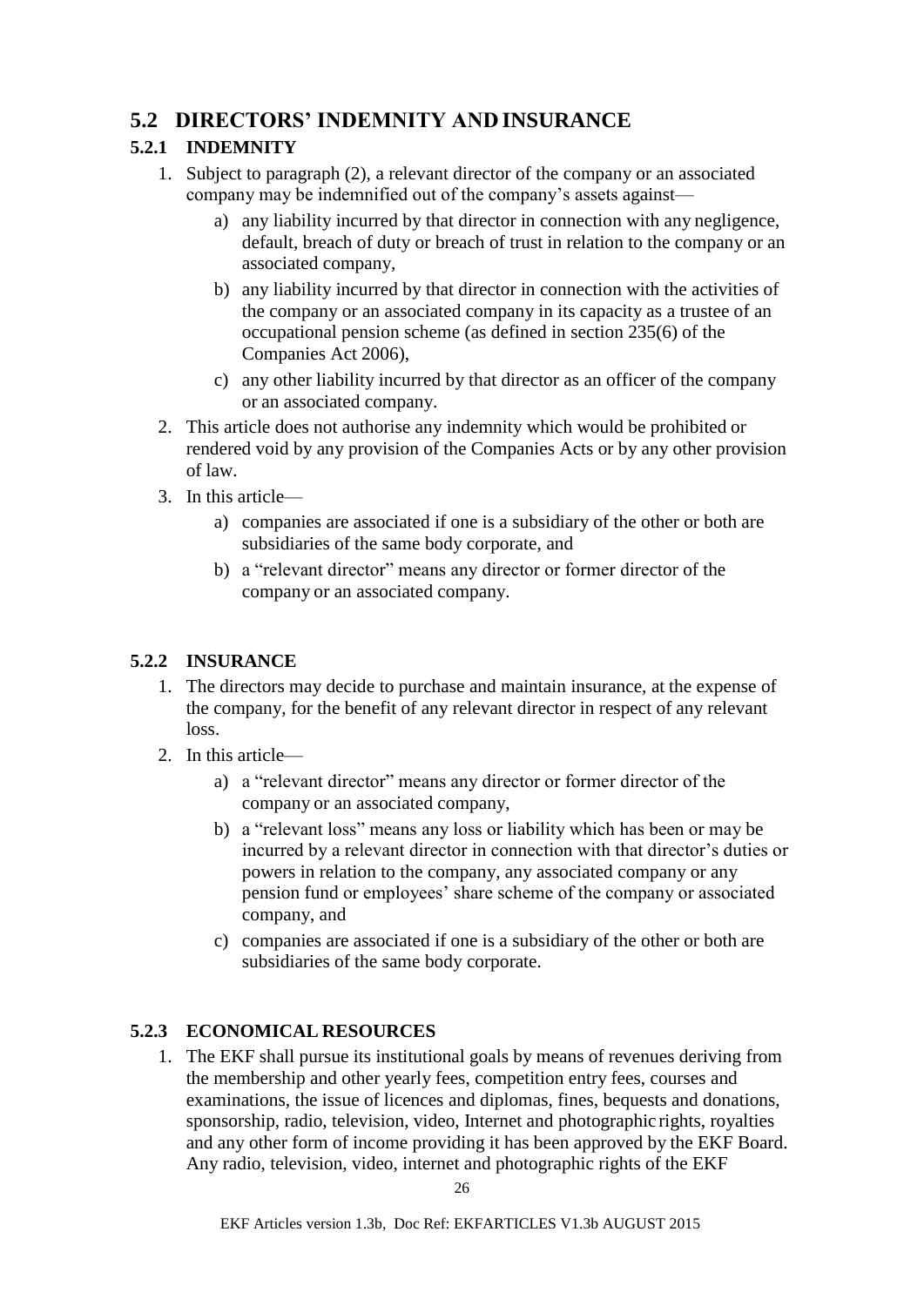## 5.2 DIRECTORS' INDEMNITY AND INSURANCE

### 5.2.1 INDEMNITY

1. Subject to paragraph (2), a relevant director of the company or an associated company may be indemnified out of the company's assets against—
   a) any liability incurred by that director in connection with any negligence, default, breach of duty or breach of trust in relation to the company or an associated company,
   b) any liability incurred by that director in connection with the activities of the company or an associated company in its capacity as a trustee of an occupational pension scheme (as defined in section 235(6) of the Companies Act 2006),
   c) any other liability incurred by that director as an officer of the company or an associated company.
2. This article does not authorise any indemnity which would be prohibited or rendered void by any provision of the Companies Acts or by any other provision of law.
3. In this article—
   a) companies are associated if one is a subsidiary of the other or both are subsidiaries of the same body corporate, and
   b) a "relevant director" means any director or former director of the company or an associated company.

### 5.2.2 INSURANCE

1. The directors may decide to purchase and maintain insurance, at the expense of the company, for the benefit of any relevant director in respect of any relevant loss.
2. In this article—
   a) a "relevant director" means any director or former director of the company or an associated company,
   b) a "relevant loss" means any loss or liability which has been or may be incurred by a relevant director in connection with that director's duties or powers in relation to the company, any associated company or any pension fund or employees' share scheme of the company or associated company, and
   c) companies are associated if one is a subsidiary of the other or both are subsidiaries of the same body corporate.

### 5.2.3 ECONOMICAL RESOURCES

1. The EKF shall pursue its institutional goals by means of revenues deriving from the membership and other yearly fees, competition entry fees, courses and examinations, the issue of licences and diplomas, fines, bequests and donations, sponsorship, radio, television, video, Internet and photographic rights, royalties and any other form of income providing it has been approved by the EKF Board. Any radio, television, video, internet and photographic rights of the EKF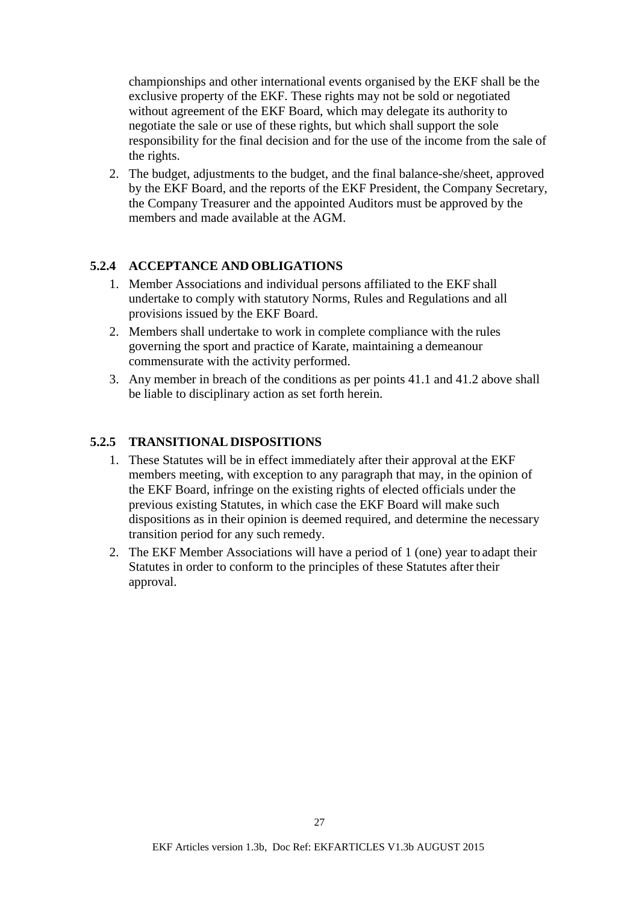championships and other international events organised by the EKF shall be the exclusive property of the EKF. These rights may not be sold or negotiated without agreement of the EKF Board, which may delegate its authority to negotiate the sale or use of these rights, but which shall support the sole responsibility for the final decision and for the use of the income from the sale of the rights.

2. The budget, adjustments to the budget, and the final balance-she/sheet, approved by the EKF Board, and the reports of the EKF President, the Company Secretary, the Company Treasurer and the appointed Auditors must be approved by the members and made available at the AGM.

### 5.2.4 ACCEPTANCE AND OBLIGATIONS

1. Member Associations and individual persons affiliated to the EKF shall undertake to comply with statutory Norms, Rules and Regulations and all provisions issued by the EKF Board.
2. Members shall undertake to work in complete compliance with the rules governing the sport and practice of Karate, maintaining a demeanour commensurate with the activity performed.
3. Any member in breach of the conditions as per points 41.1 and 41.2 above shall be liable to disciplinary action as set forth herein.

### 5.2.5 TRANSITIONAL DISPOSITIONS

1. These Statutes will be in effect immediately after their approval at the EKF members meeting, with exception to any paragraph that may, in the opinion of the EKF Board, infringe on the existing rights of elected officials under the previous existing Statutes, in which case the EKF Board will make such dispositions as in their opinion is deemed required, and determine the necessary transition period for any such remedy.
2. The EKF Member Associations will have a period of 1 (one) year to adapt their Statutes in order to conform to the principles of these Statutes after their approval.